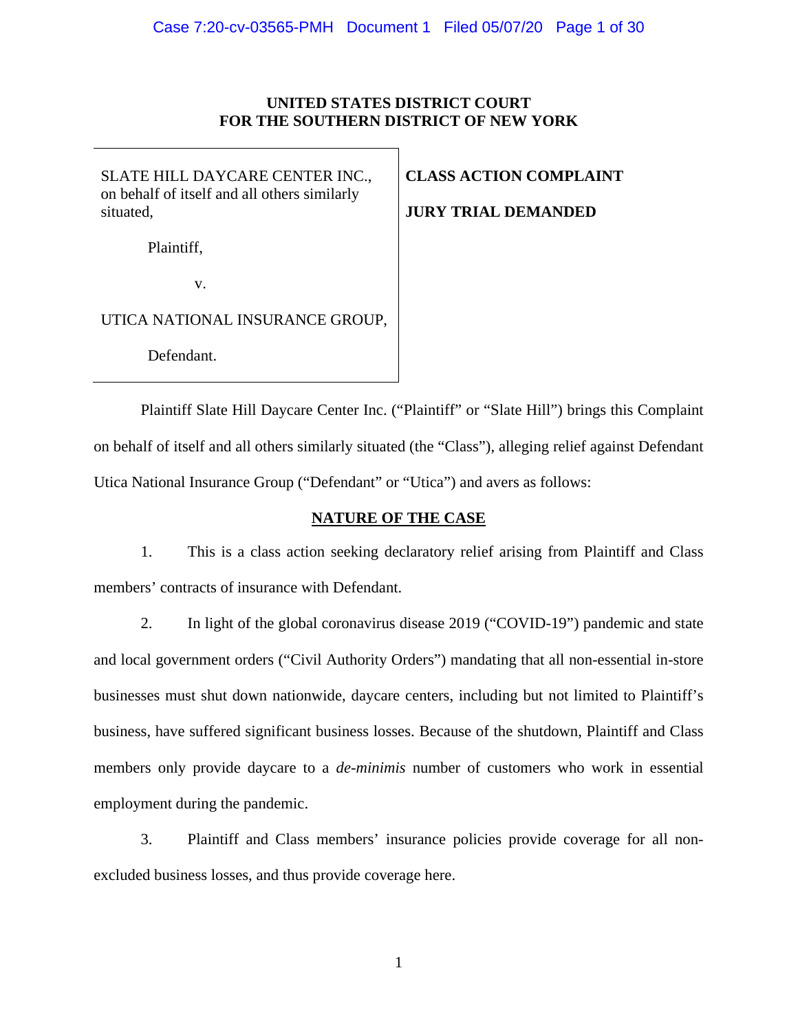**UNITED STATES DISTRICT COURT**
**FOR THE SOUTHERN DISTRICT OF NEW YORK**

| | |
|---|---|
| SLATE HILL DAYCARE CENTER INC., on behalf of itself and all others similarly situated,<br><br>Plaintiff,<br><br>v.<br><br>UTICA NATIONAL INSURANCE GROUP,<br><br>Defendant. | **CLASS ACTION COMPLAINT**<br><br>**JURY TRIAL DEMANDED** |

Plaintiff Slate Hill Daycare Center Inc. ("Plaintiff" or "Slate Hill") brings this Complaint on behalf of itself and all others similarly situated (the "Class"), alleging relief against Defendant Utica National Insurance Group ("Defendant" or "Utica") and avers as follows:

## NATURE OF THE CASE

1. This is a class action seeking declaratory relief arising from Plaintiff and Class members' contracts of insurance with Defendant.

2. In light of the global coronavirus disease 2019 ("COVID-19") pandemic and state and local government orders ("Civil Authority Orders") mandating that all non-essential in-store businesses must shut down nationwide, daycare centers, including but not limited to Plaintiff's business, have suffered significant business losses. Because of the shutdown, Plaintiff and Class members only provide daycare to a *de-minimis* number of customers who work in essential employment during the pandemic.

3. Plaintiff and Class members' insurance policies provide coverage for all non-excluded business losses, and thus provide coverage here.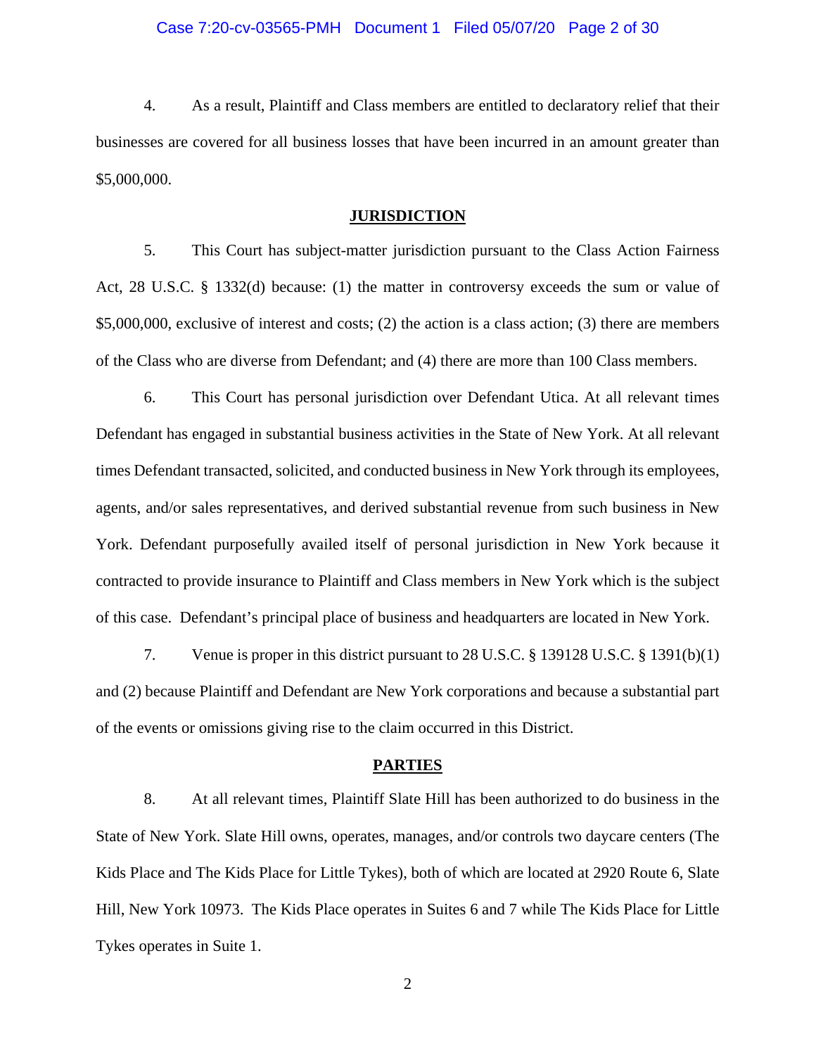4. As a result, Plaintiff and Class members are entitled to declaratory relief that their businesses are covered for all business losses that have been incurred in an amount greater than $5,000,000.

## JURISDICTION

5. This Court has subject-matter jurisdiction pursuant to the Class Action Fairness Act, 28 U.S.C. § 1332(d) because: (1) the matter in controversy exceeds the sum or value of $5,000,000, exclusive of interest and costs; (2) the action is a class action; (3) there are members of the Class who are diverse from Defendant; and (4) there are more than 100 Class members.

6. This Court has personal jurisdiction over Defendant Utica. At all relevant times Defendant has engaged in substantial business activities in the State of New York. At all relevant times Defendant transacted, solicited, and conducted business in New York through its employees, agents, and/or sales representatives, and derived substantial revenue from such business in New York. Defendant purposefully availed itself of personal jurisdiction in New York because it contracted to provide insurance to Plaintiff and Class members in New York which is the subject of this case. Defendant's principal place of business and headquarters are located in New York.

7. Venue is proper in this district pursuant to 28 U.S.C. § 139128 U.S.C. § 1391(b)(1) and (2) because Plaintiff and Defendant are New York corporations and because a substantial part of the events or omissions giving rise to the claim occurred in this District.

## PARTIES

8. At all relevant times, Plaintiff Slate Hill has been authorized to do business in the State of New York. Slate Hill owns, operates, manages, and/or controls two daycare centers (The Kids Place and The Kids Place for Little Tykes), both of which are located at 2920 Route 6, Slate Hill, New York 10973. The Kids Place operates in Suites 6 and 7 while The Kids Place for Little Tykes operates in Suite 1.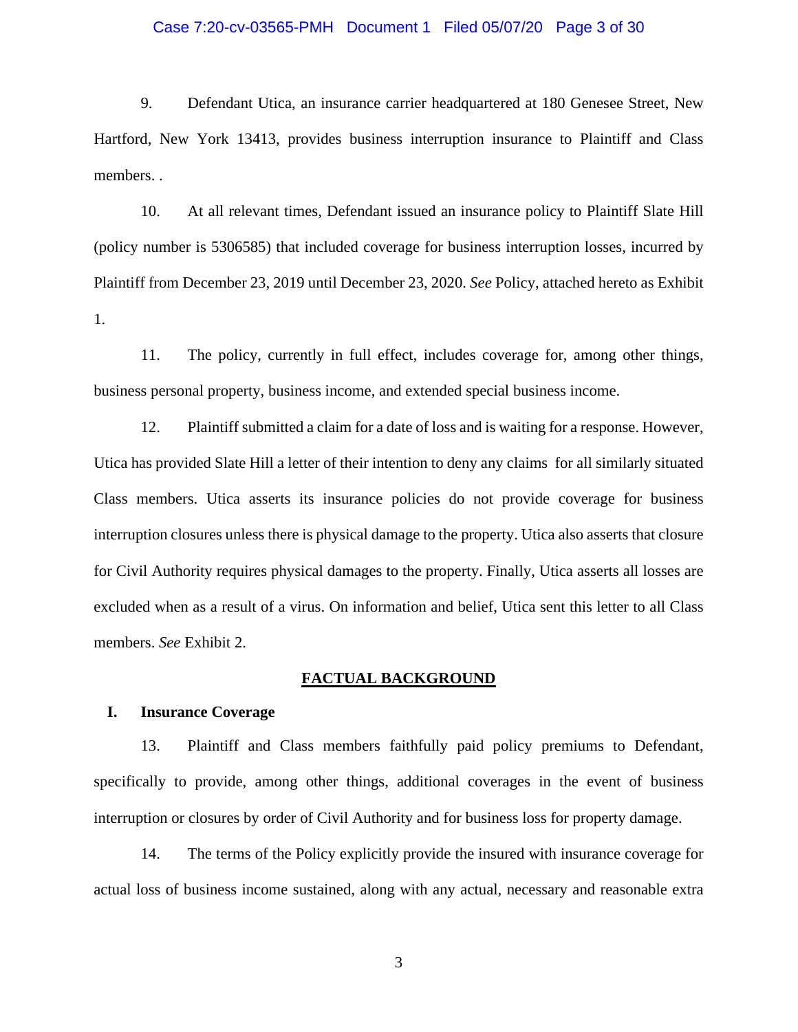9. Defendant Utica, an insurance carrier headquartered at 180 Genesee Street, New Hartford, New York 13413, provides business interruption insurance to Plaintiff and Class members. .

10. At all relevant times, Defendant issued an insurance policy to Plaintiff Slate Hill (policy number is 5306585) that included coverage for business interruption losses, incurred by Plaintiff from December 23, 2019 until December 23, 2020. *See* Policy, attached hereto as Exhibit 1.

11. The policy, currently in full effect, includes coverage for, among other things, business personal property, business income, and extended special business income.

12. Plaintiff submitted a claim for a date of loss and is waiting for a response. However, Utica has provided Slate Hill a letter of their intention to deny any claims for all similarly situated Class members. Utica asserts its insurance policies do not provide coverage for business interruption closures unless there is physical damage to the property. Utica also asserts that closure for Civil Authority requires physical damages to the property. Finally, Utica asserts all losses are excluded when as a result of a virus. On information and belief, Utica sent this letter to all Class members. *See* Exhibit 2.

## FACTUAL BACKGROUND

### I. Insurance Coverage

13. Plaintiff and Class members faithfully paid policy premiums to Defendant, specifically to provide, among other things, additional coverages in the event of business interruption or closures by order of Civil Authority and for business loss for property damage.

14. The terms of the Policy explicitly provide the insured with insurance coverage for actual loss of business income sustained, along with any actual, necessary and reasonable extra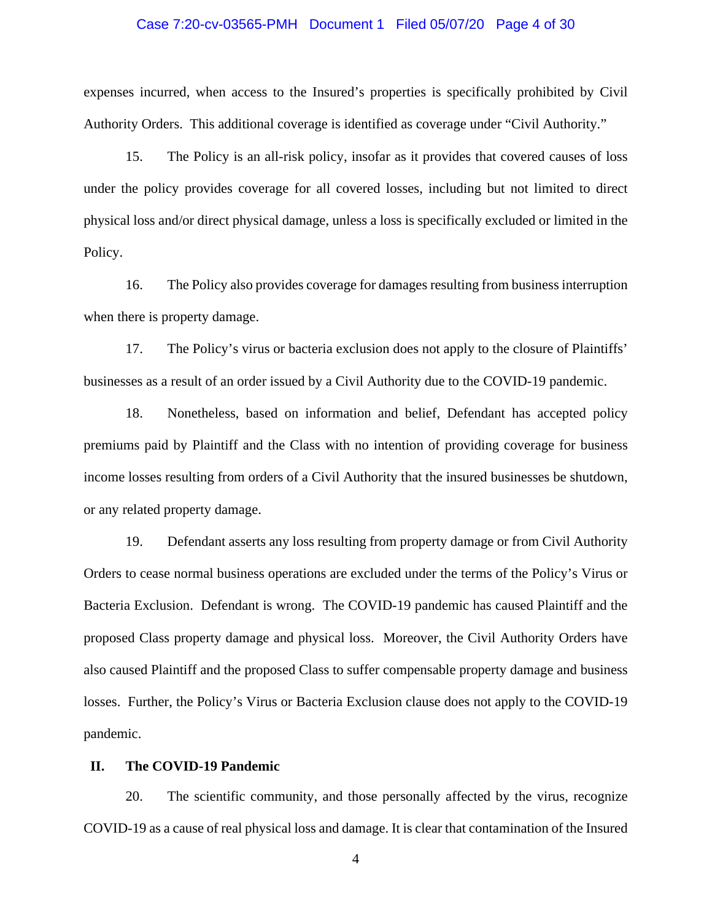expenses incurred, when access to the Insured's properties is specifically prohibited by Civil Authority Orders. This additional coverage is identified as coverage under "Civil Authority."

15. The Policy is an all-risk policy, insofar as it provides that covered causes of loss under the policy provides coverage for all covered losses, including but not limited to direct physical loss and/or direct physical damage, unless a loss is specifically excluded or limited in the Policy.

16. The Policy also provides coverage for damages resulting from business interruption when there is property damage.

17. The Policy's virus or bacteria exclusion does not apply to the closure of Plaintiffs' businesses as a result of an order issued by a Civil Authority due to the COVID-19 pandemic.

18. Nonetheless, based on information and belief, Defendant has accepted policy premiums paid by Plaintiff and the Class with no intention of providing coverage for business income losses resulting from orders of a Civil Authority that the insured businesses be shutdown, or any related property damage.

19. Defendant asserts any loss resulting from property damage or from Civil Authority Orders to cease normal business operations are excluded under the terms of the Policy's Virus or Bacteria Exclusion. Defendant is wrong. The COVID-19 pandemic has caused Plaintiff and the proposed Class property damage and physical loss. Moreover, the Civil Authority Orders have also caused Plaintiff and the proposed Class to suffer compensable property damage and business losses. Further, the Policy's Virus or Bacteria Exclusion clause does not apply to the COVID-19 pandemic.

## II. The COVID-19 Pandemic

20. The scientific community, and those personally affected by the virus, recognize COVID-19 as a cause of real physical loss and damage. It is clear that contamination of the Insured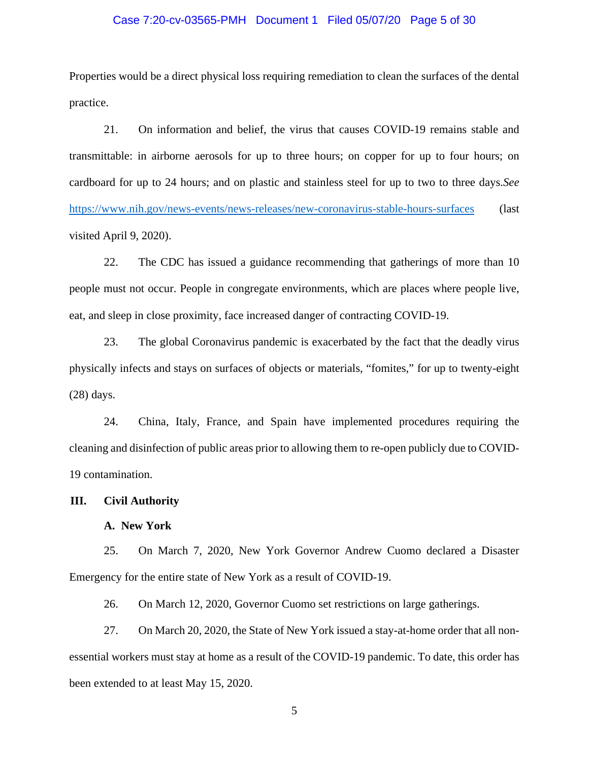Properties would be a direct physical loss requiring remediation to clean the surfaces of the dental practice.

21. On information and belief, the virus that causes COVID-19 remains stable and transmittable: in airborne aerosols for up to three hours; on copper for up to four hours; on cardboard for up to 24 hours; and on plastic and stainless steel for up to two to three days.*See* https://www.nih.gov/news-events/news-releases/new-coronavirus-stable-hours-surfaces (last visited April 9, 2020).

22. The CDC has issued a guidance recommending that gatherings of more than 10 people must not occur. People in congregate environments, which are places where people live, eat, and sleep in close proximity, face increased danger of contracting COVID-19.

23. The global Coronavirus pandemic is exacerbated by the fact that the deadly virus physically infects and stays on surfaces of objects or materials, "fomites," for up to twenty-eight (28) days.

24. China, Italy, France, and Spain have implemented procedures requiring the cleaning and disinfection of public areas prior to allowing them to re-open publicly due to COVID-19 contamination.

## III. Civil Authority

### A. New York

25. On March 7, 2020, New York Governor Andrew Cuomo declared a Disaster Emergency for the entire state of New York as a result of COVID-19.

26. On March 12, 2020, Governor Cuomo set restrictions on large gatherings.

27. On March 20, 2020, the State of New York issued a stay-at-home order that all non-essential workers must stay at home as a result of the COVID-19 pandemic. To date, this order has been extended to at least May 15, 2020.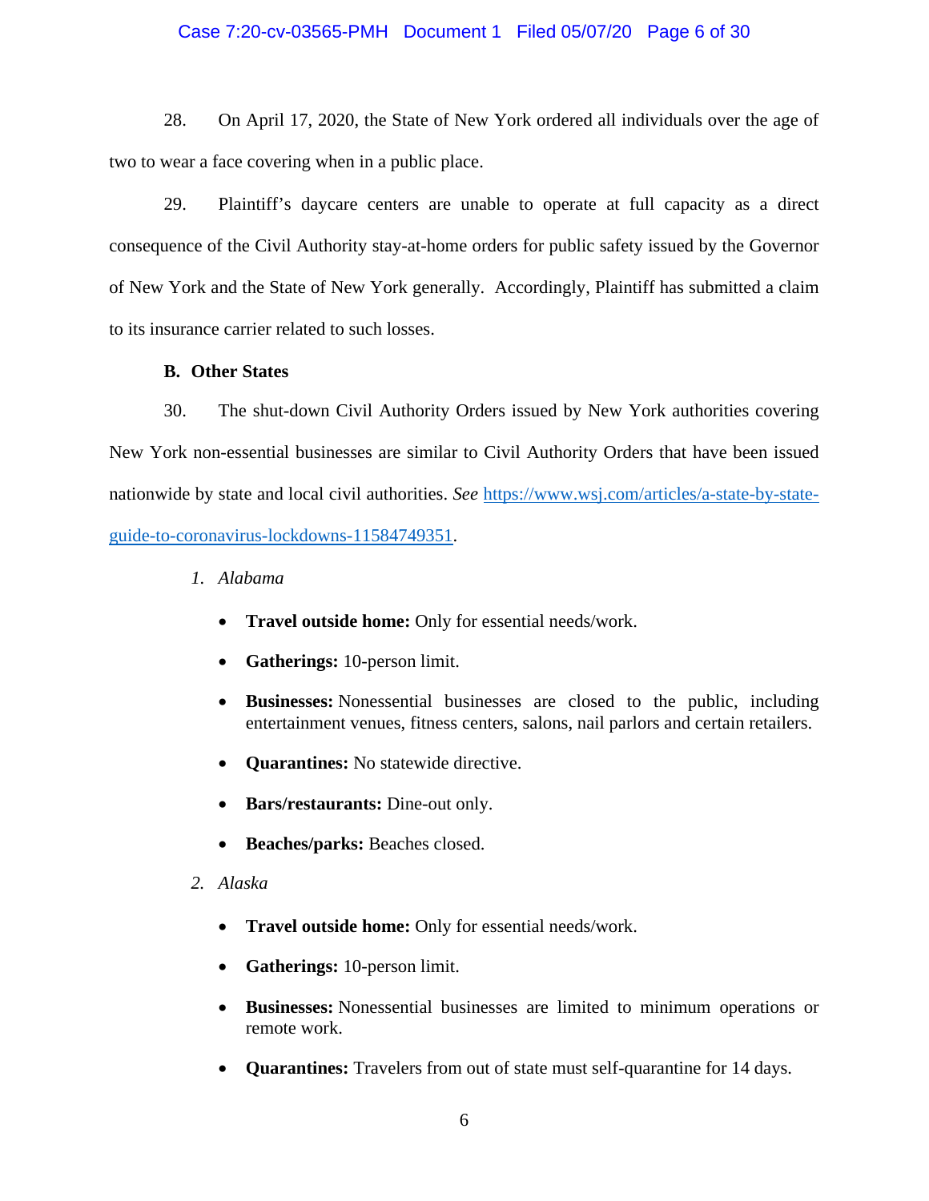28. On April 17, 2020, the State of New York ordered all individuals over the age of two to wear a face covering when in a public place.

29. Plaintiff's daycare centers are unable to operate at full capacity as a direct consequence of the Civil Authority stay-at-home orders for public safety issued by the Governor of New York and the State of New York generally. Accordingly, Plaintiff has submitted a claim to its insurance carrier related to such losses.

**B. Other States**

30. The shut-down Civil Authority Orders issued by New York authorities covering New York non-essential businesses are similar to Civil Authority Orders that have been issued nationwide by state and local civil authorities. *See* https://www.wsj.com/articles/a-state-by-state-guide-to-coronavirus-lockdowns-11584749351.

*1. Alabama*

- **Travel outside home:** Only for essential needs/work.
- **Gatherings:** 10-person limit.
- **Businesses:** Nonessential businesses are closed to the public, including entertainment venues, fitness centers, salons, nail parlors and certain retailers.
- **Quarantines:** No statewide directive.
- **Bars/restaurants:** Dine-out only.
- **Beaches/parks:** Beaches closed.

*2. Alaska*

- **Travel outside home:** Only for essential needs/work.
- **Gatherings:** 10-person limit.
- **Businesses:** Nonessential businesses are limited to minimum operations or remote work.
- **Quarantines:** Travelers from out of state must self-quarantine for 14 days.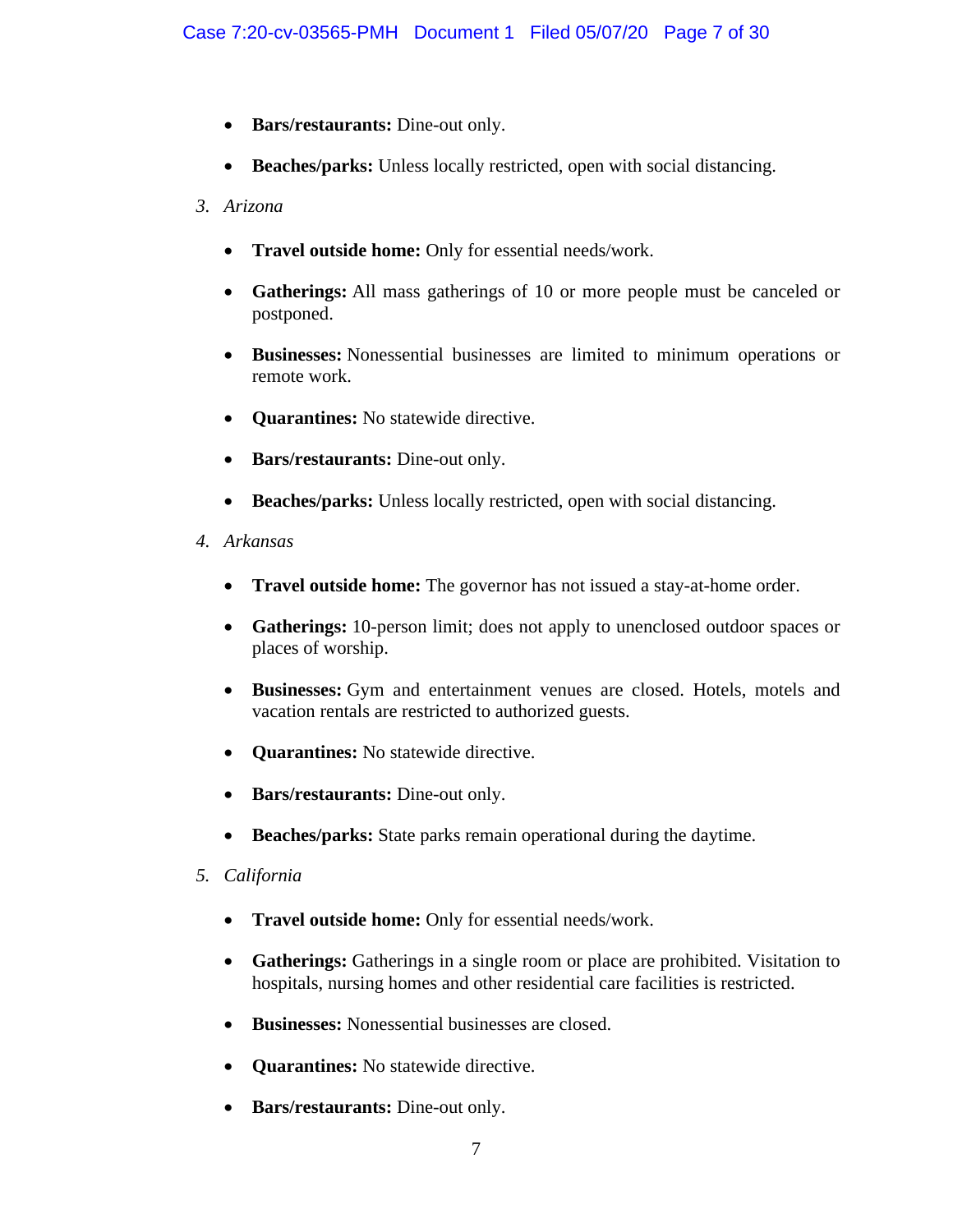- **Bars/restaurants:** Dine-out only.
- **Beaches/parks:** Unless locally restricted, open with social distancing.

3. *Arizona*

   - **Travel outside home:** Only for essential needs/work.
   - **Gatherings:** All mass gatherings of 10 or more people must be canceled or postponed.
   - **Businesses:** Nonessential businesses are limited to minimum operations or remote work.
   - **Quarantines:** No statewide directive.
   - **Bars/restaurants:** Dine-out only.
   - **Beaches/parks:** Unless locally restricted, open with social distancing.

4. *Arkansas*

   - **Travel outside home:** The governor has not issued a stay-at-home order.
   - **Gatherings:** 10-person limit; does not apply to unenclosed outdoor spaces or places of worship.
   - **Businesses:** Gym and entertainment venues are closed. Hotels, motels and vacation rentals are restricted to authorized guests.
   - **Quarantines:** No statewide directive.
   - **Bars/restaurants:** Dine-out only.
   - **Beaches/parks:** State parks remain operational during the daytime.

5. *California*

   - **Travel outside home:** Only for essential needs/work.
   - **Gatherings:** Gatherings in a single room or place are prohibited. Visitation to hospitals, nursing homes and other residential care facilities is restricted.
   - **Businesses:** Nonessential businesses are closed.
   - **Quarantines:** No statewide directive.
   - **Bars/restaurants:** Dine-out only.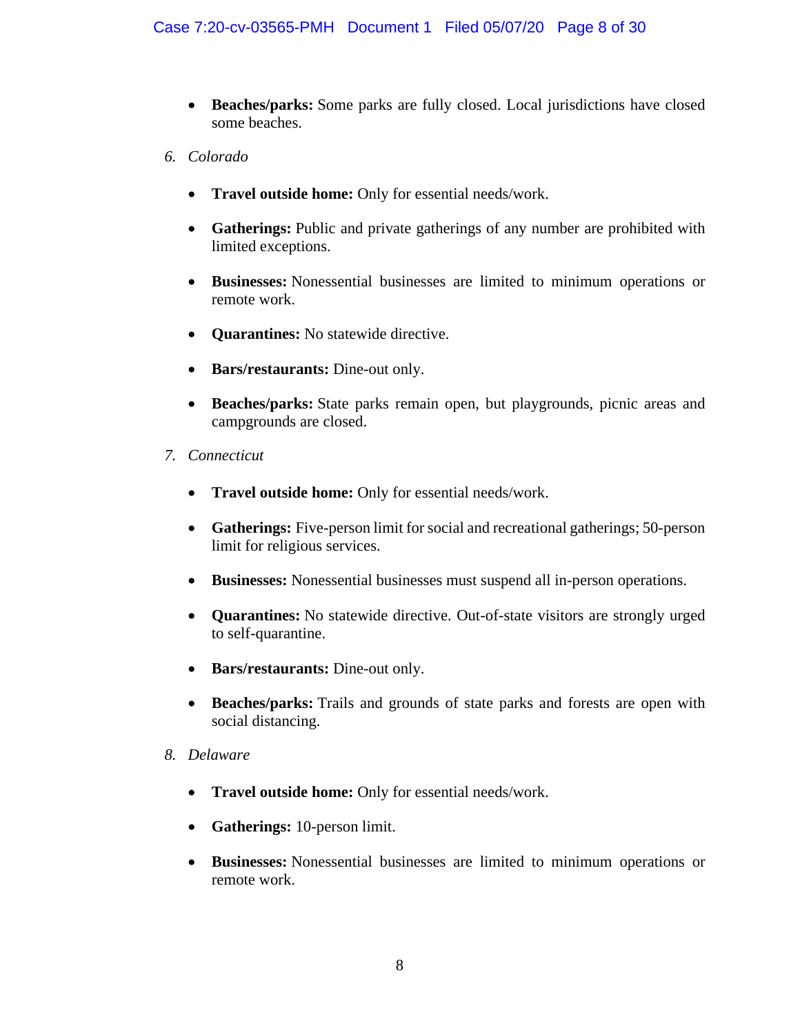- **Beaches/parks:** Some parks are fully closed. Local jurisdictions have closed some beaches.

6. *Colorado*

- **Travel outside home:** Only for essential needs/work.
- **Gatherings:** Public and private gatherings of any number are prohibited with limited exceptions.
- **Businesses:** Nonessential businesses are limited to minimum operations or remote work.
- **Quarantines:** No statewide directive.
- **Bars/restaurants:** Dine-out only.
- **Beaches/parks:** State parks remain open, but playgrounds, picnic areas and campgrounds are closed.

7. *Connecticut*

- **Travel outside home:** Only for essential needs/work.
- **Gatherings:** Five-person limit for social and recreational gatherings; 50-person limit for religious services.
- **Businesses:** Nonessential businesses must suspend all in-person operations.
- **Quarantines:** No statewide directive. Out-of-state visitors are strongly urged to self-quarantine.
- **Bars/restaurants:** Dine-out only.
- **Beaches/parks:** Trails and grounds of state parks and forests are open with social distancing.

8. *Delaware*

- **Travel outside home:** Only for essential needs/work.
- **Gatherings:** 10-person limit.
- **Businesses:** Nonessential businesses are limited to minimum operations or remote work.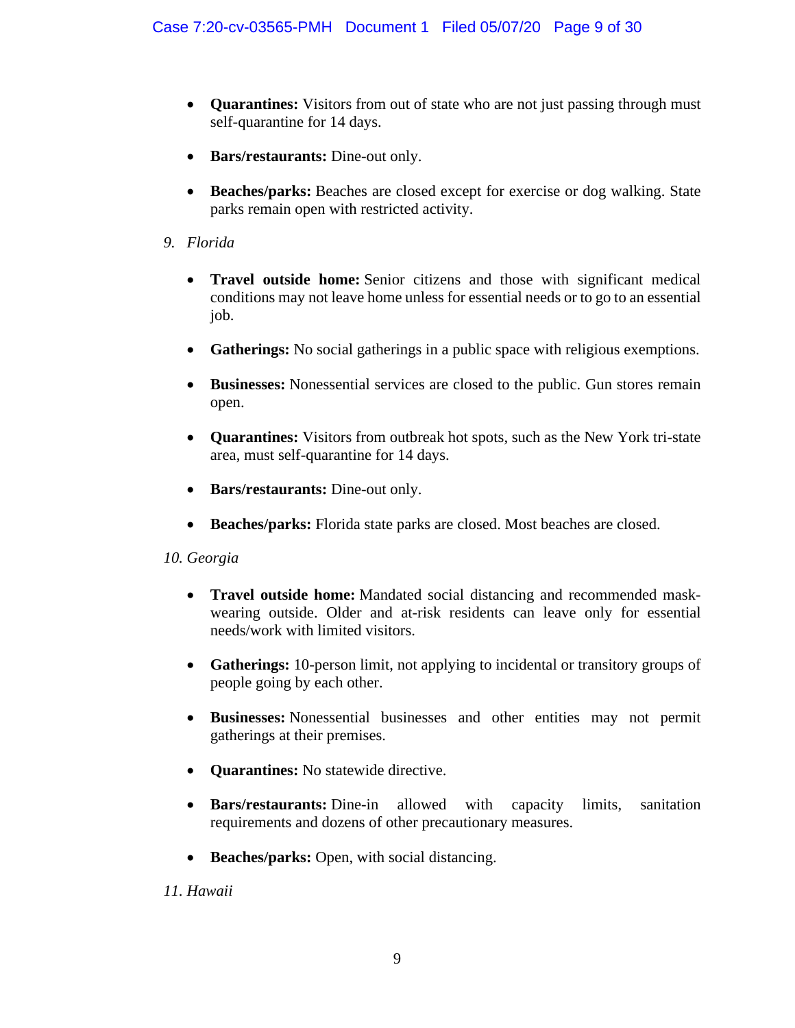- **Quarantines:** Visitors from out of state who are not just passing through must self-quarantine for 14 days.

- **Bars/restaurants:** Dine-out only.

- **Beaches/parks:** Beaches are closed except for exercise or dog walking. State parks remain open with restricted activity.

9. *Florida*

- **Travel outside home:** Senior citizens and those with significant medical conditions may not leave home unless for essential needs or to go to an essential job.

- **Gatherings:** No social gatherings in a public space with religious exemptions.

- **Businesses:** Nonessential services are closed to the public. Gun stores remain open.

- **Quarantines:** Visitors from outbreak hot spots, such as the New York tri-state area, must self-quarantine for 14 days.

- **Bars/restaurants:** Dine-out only.

- **Beaches/parks:** Florida state parks are closed. Most beaches are closed.

10. *Georgia*

- **Travel outside home:** Mandated social distancing and recommended mask-wearing outside. Older and at-risk residents can leave only for essential needs/work with limited visitors.

- **Gatherings:** 10-person limit, not applying to incidental or transitory groups of people going by each other.

- **Businesses:** Nonessential businesses and other entities may not permit gatherings at their premises.

- **Quarantines:** No statewide directive.

- **Bars/restaurants:** Dine-in allowed with capacity limits, sanitation requirements and dozens of other precautionary measures.

- **Beaches/parks:** Open, with social distancing.

11. *Hawaii*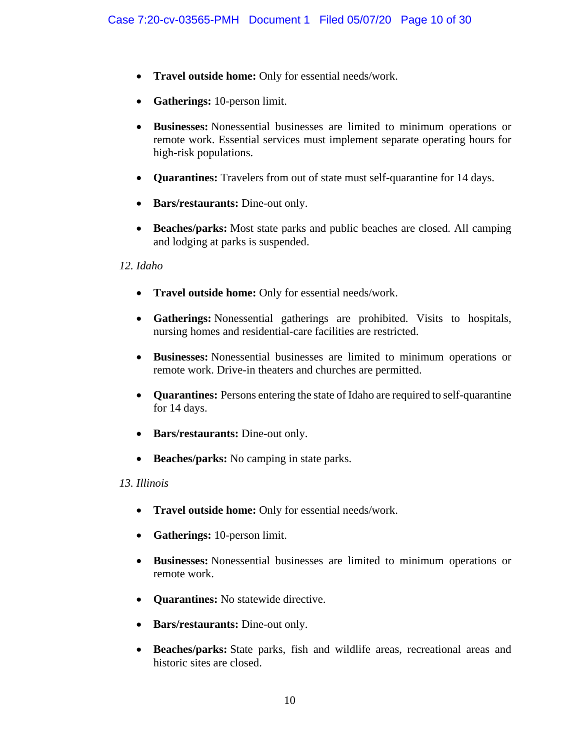- **Travel outside home:** Only for essential needs/work.
- **Gatherings:** 10-person limit.
- **Businesses:** Nonessential businesses are limited to minimum operations or remote work. Essential services must implement separate operating hours for high-risk populations.
- **Quarantines:** Travelers from out of state must self-quarantine for 14 days.
- **Bars/restaurants:** Dine-out only.
- **Beaches/parks:** Most state parks and public beaches are closed. All camping and lodging at parks is suspended.

*12. Idaho*

- **Travel outside home:** Only for essential needs/work.
- **Gatherings:** Nonessential gatherings are prohibited. Visits to hospitals, nursing homes and residential-care facilities are restricted.
- **Businesses:** Nonessential businesses are limited to minimum operations or remote work. Drive-in theaters and churches are permitted.
- **Quarantines:** Persons entering the state of Idaho are required to self-quarantine for 14 days.
- **Bars/restaurants:** Dine-out only.
- **Beaches/parks:** No camping in state parks.

*13. Illinois*

- **Travel outside home:** Only for essential needs/work.
- **Gatherings:** 10-person limit.
- **Businesses:** Nonessential businesses are limited to minimum operations or remote work.
- **Quarantines:** No statewide directive.
- **Bars/restaurants:** Dine-out only.
- **Beaches/parks:** State parks, fish and wildlife areas, recreational areas and historic sites are closed.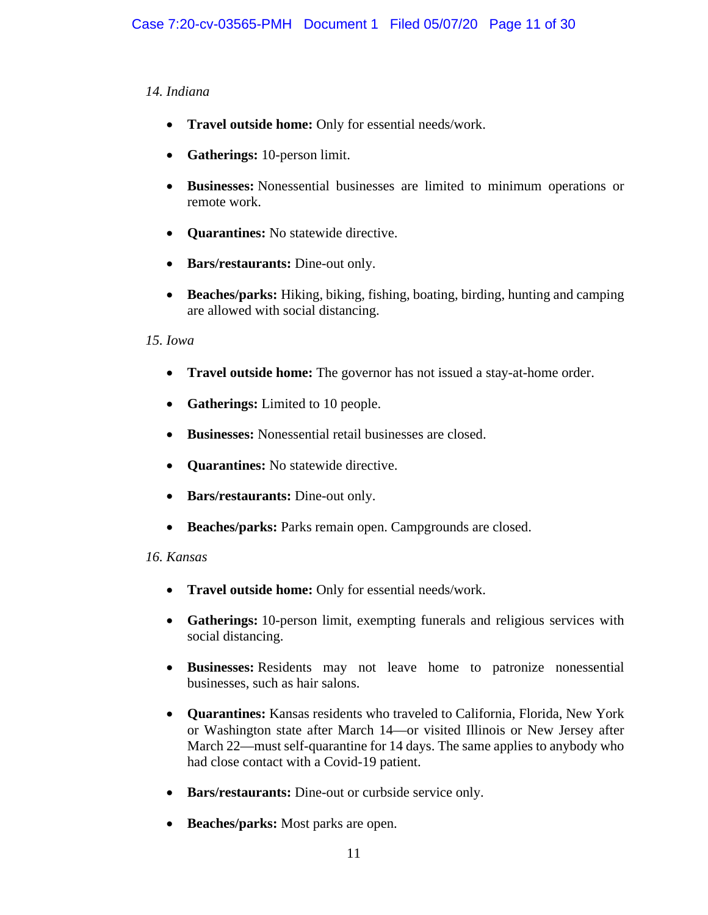*14. Indiana*

- **Travel outside home:** Only for essential needs/work.
- **Gatherings:** 10-person limit.
- **Businesses:** Nonessential businesses are limited to minimum operations or remote work.
- **Quarantines:** No statewide directive.
- **Bars/restaurants:** Dine-out only.
- **Beaches/parks:** Hiking, biking, fishing, boating, birding, hunting and camping are allowed with social distancing.

*15. Iowa*

- **Travel outside home:** The governor has not issued a stay-at-home order.
- **Gatherings:** Limited to 10 people.
- **Businesses:** Nonessential retail businesses are closed.
- **Quarantines:** No statewide directive.
- **Bars/restaurants:** Dine-out only.
- **Beaches/parks:** Parks remain open. Campgrounds are closed.

*16. Kansas*

- **Travel outside home:** Only for essential needs/work.
- **Gatherings:** 10-person limit, exempting funerals and religious services with social distancing.
- **Businesses:** Residents may not leave home to patronize nonessential businesses, such as hair salons.
- **Quarantines:** Kansas residents who traveled to California, Florida, New York or Washington state after March 14—or visited Illinois or New Jersey after March 22—must self-quarantine for 14 days. The same applies to anybody who had close contact with a Covid-19 patient.
- **Bars/restaurants:** Dine-out or curbside service only.
- **Beaches/parks:** Most parks are open.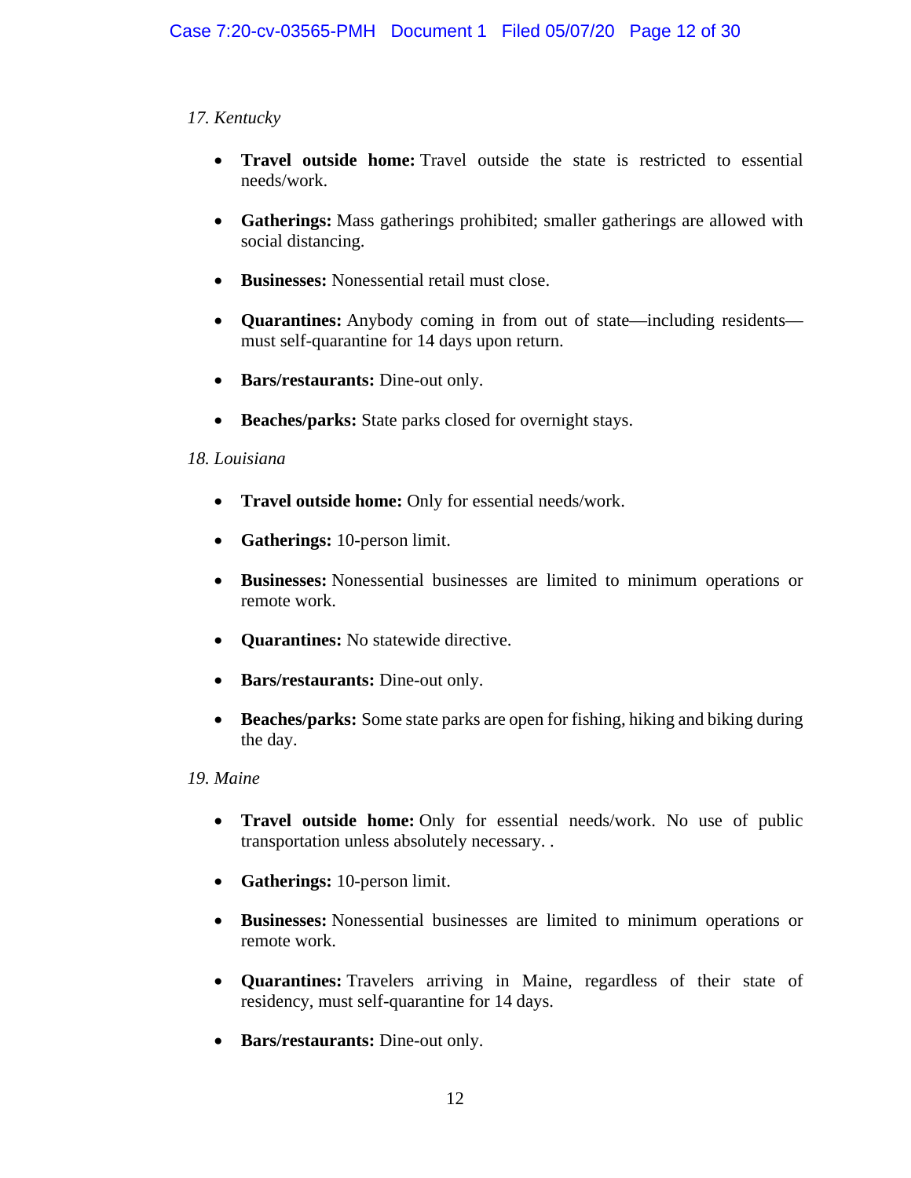*17. Kentucky*

- **Travel outside home:** Travel outside the state is restricted to essential needs/work.
- **Gatherings:** Mass gatherings prohibited; smaller gatherings are allowed with social distancing.
- **Businesses:** Nonessential retail must close.
- **Quarantines:** Anybody coming in from out of state—including residents—must self-quarantine for 14 days upon return.
- **Bars/restaurants:** Dine-out only.
- **Beaches/parks:** State parks closed for overnight stays.

*18. Louisiana*

- **Travel outside home:** Only for essential needs/work.
- **Gatherings:** 10-person limit.
- **Businesses:** Nonessential businesses are limited to minimum operations or remote work.
- **Quarantines:** No statewide directive.
- **Bars/restaurants:** Dine-out only.
- **Beaches/parks:** Some state parks are open for fishing, hiking and biking during the day.

*19. Maine*

- **Travel outside home:** Only for essential needs/work. No use of public transportation unless absolutely necessary. .
- **Gatherings:** 10-person limit.
- **Businesses:** Nonessential businesses are limited to minimum operations or remote work.
- **Quarantines:** Travelers arriving in Maine, regardless of their state of residency, must self-quarantine for 14 days.
- **Bars/restaurants:** Dine-out only.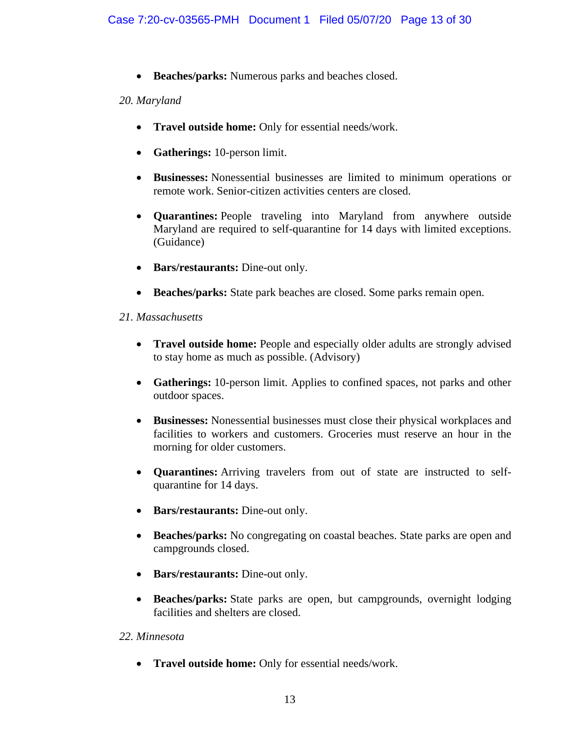- **Beaches/parks:** Numerous parks and beaches closed.

*20. Maryland*

- **Travel outside home:** Only for essential needs/work.
- **Gatherings:** 10-person limit.
- **Businesses:** Nonessential businesses are limited to minimum operations or remote work. Senior-citizen activities centers are closed.
- **Quarantines:** People traveling into Maryland from anywhere outside Maryland are required to self-quarantine for 14 days with limited exceptions. (Guidance)
- **Bars/restaurants:** Dine-out only.
- **Beaches/parks:** State park beaches are closed. Some parks remain open.

*21. Massachusetts*

- **Travel outside home:** People and especially older adults are strongly advised to stay home as much as possible. (Advisory)
- **Gatherings:** 10-person limit. Applies to confined spaces, not parks and other outdoor spaces.
- **Businesses:** Nonessential businesses must close their physical workplaces and facilities to workers and customers. Groceries must reserve an hour in the morning for older customers.
- **Quarantines:** Arriving travelers from out of state are instructed to self-quarantine for 14 days.
- **Bars/restaurants:** Dine-out only.
- **Beaches/parks:** No congregating on coastal beaches. State parks are open and campgrounds closed.
- **Bars/restaurants:** Dine-out only.
- **Beaches/parks:** State parks are open, but campgrounds, overnight lodging facilities and shelters are closed.

*22. Minnesota*

- **Travel outside home:** Only for essential needs/work.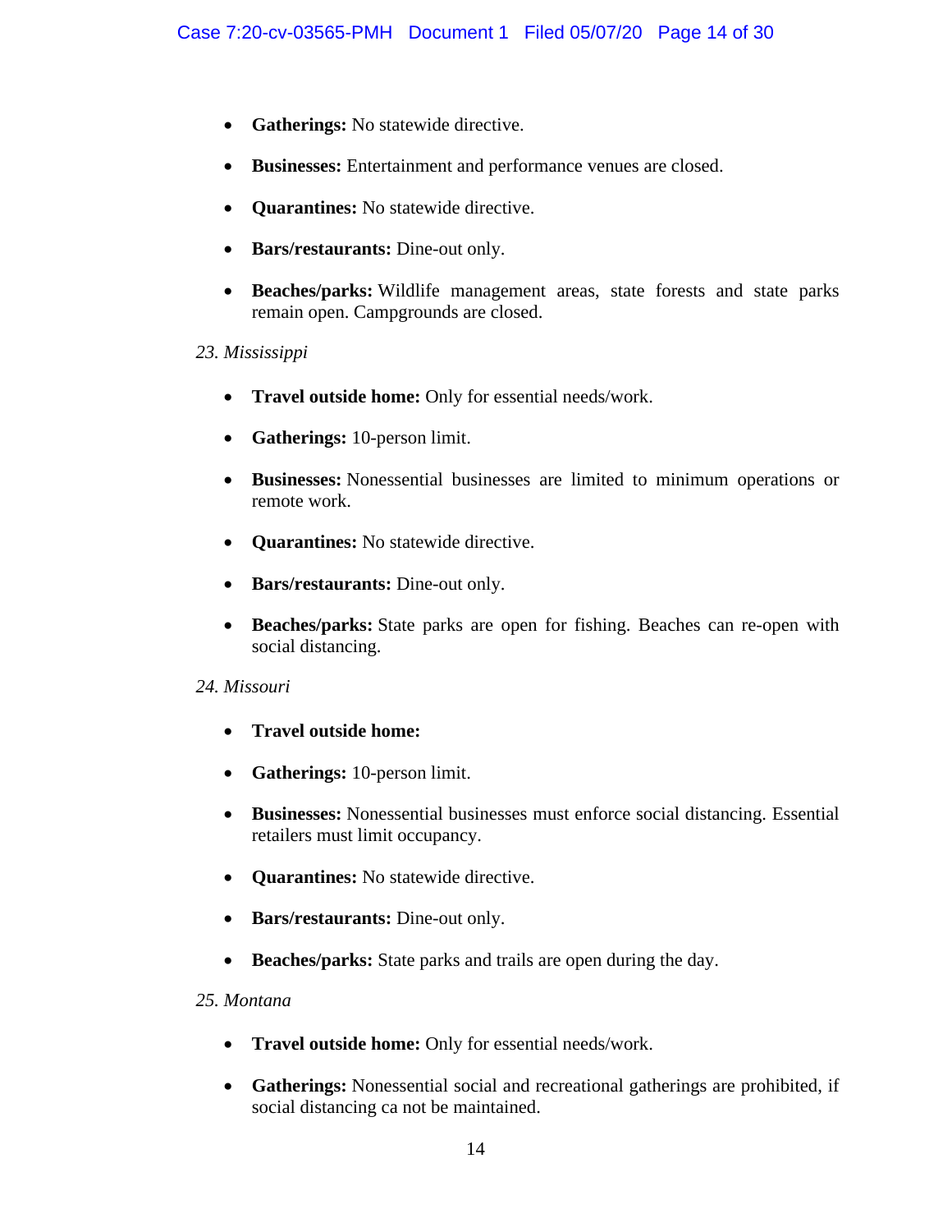- **Gatherings:** No statewide directive.

- **Businesses:** Entertainment and performance venues are closed.

- **Quarantines:** No statewide directive.

- **Bars/restaurants:** Dine-out only.

- **Beaches/parks:** Wildlife management areas, state forests and state parks remain open. Campgrounds are closed.

*23. Mississippi*

- **Travel outside home:** Only for essential needs/work.

- **Gatherings:** 10-person limit.

- **Businesses:** Nonessential businesses are limited to minimum operations or remote work.

- **Quarantines:** No statewide directive.

- **Bars/restaurants:** Dine-out only.

- **Beaches/parks:** State parks are open for fishing. Beaches can re-open with social distancing.

*24. Missouri*

- **Travel outside home:**

- **Gatherings:** 10-person limit.

- **Businesses:** Nonessential businesses must enforce social distancing. Essential retailers must limit occupancy.

- **Quarantines:** No statewide directive.

- **Bars/restaurants:** Dine-out only.

- **Beaches/parks:** State parks and trails are open during the day.

*25. Montana*

- **Travel outside home:** Only for essential needs/work.

- **Gatherings:** Nonessential social and recreational gatherings are prohibited, if social distancing ca not be maintained.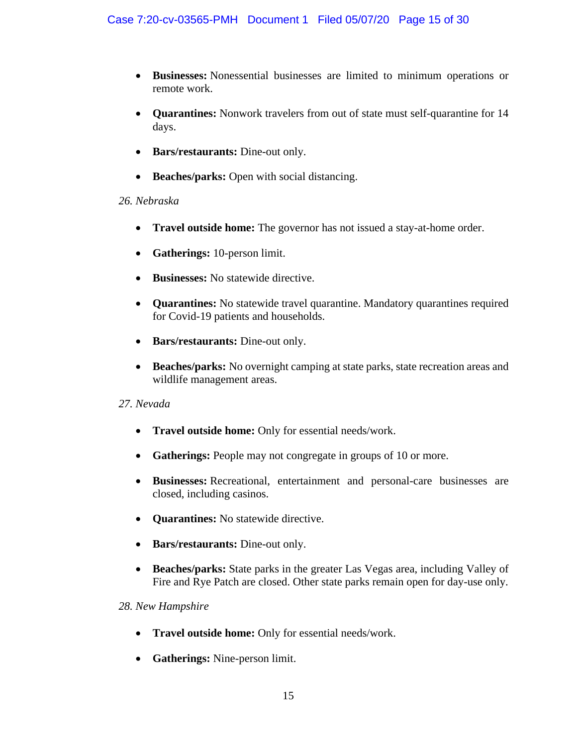- **Businesses:** Nonessential businesses are limited to minimum operations or remote work.

- **Quarantines:** Nonwork travelers from out of state must self-quarantine for 14 days.

- **Bars/restaurants:** Dine-out only.

- **Beaches/parks:** Open with social distancing.

*26. Nebraska*

- **Travel outside home:** The governor has not issued a stay-at-home order.

- **Gatherings:** 10-person limit.

- **Businesses:** No statewide directive.

- **Quarantines:** No statewide travel quarantine. Mandatory quarantines required for Covid-19 patients and households.

- **Bars/restaurants:** Dine-out only.

- **Beaches/parks:** No overnight camping at state parks, state recreation areas and wildlife management areas.

*27. Nevada*

- **Travel outside home:** Only for essential needs/work.

- **Gatherings:** People may not congregate in groups of 10 or more.

- **Businesses:** Recreational, entertainment and personal-care businesses are closed, including casinos.

- **Quarantines:** No statewide directive.

- **Bars/restaurants:** Dine-out only.

- **Beaches/parks:** State parks in the greater Las Vegas area, including Valley of Fire and Rye Patch are closed. Other state parks remain open for day-use only.

*28. New Hampshire*

- **Travel outside home:** Only for essential needs/work.

- **Gatherings:** Nine-person limit.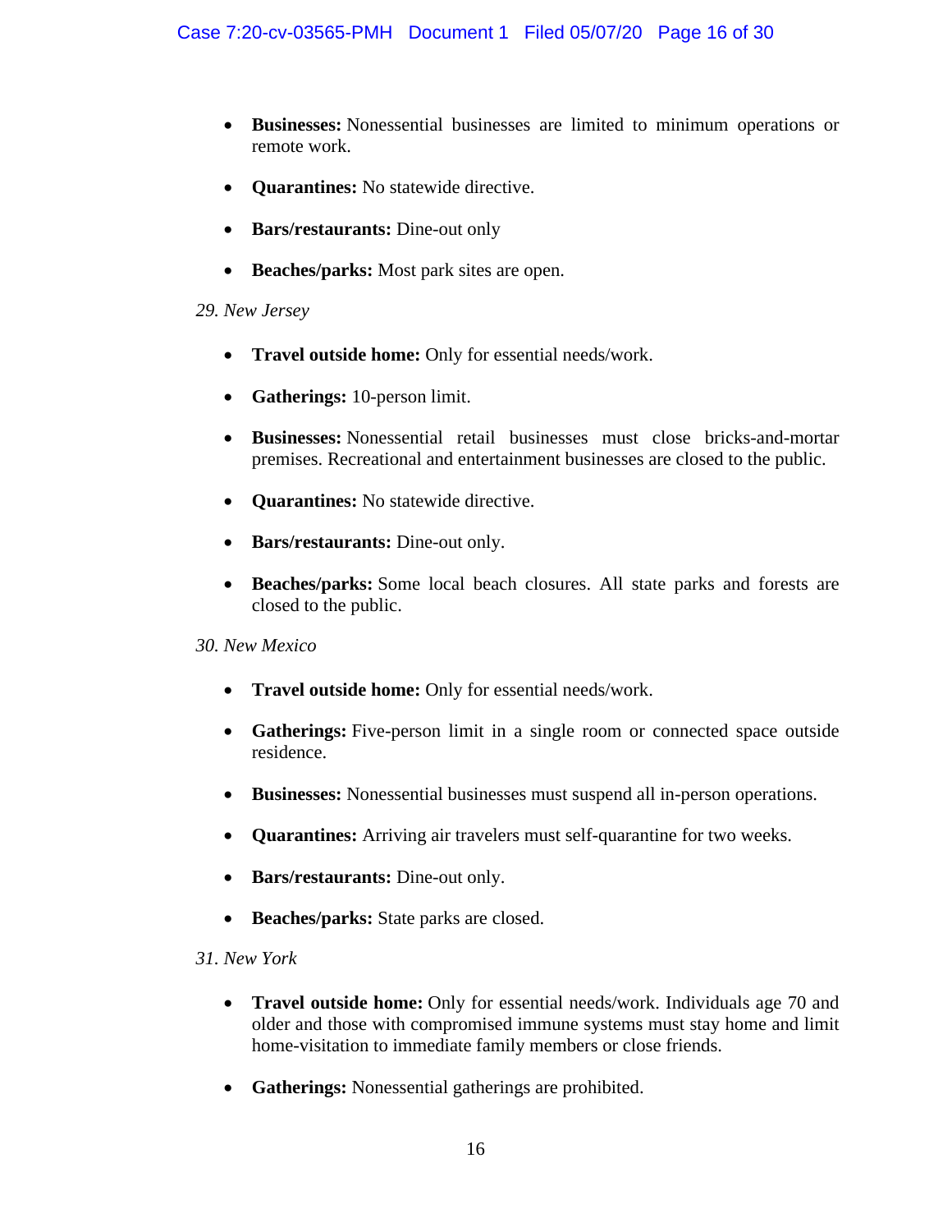- **Businesses:** Nonessential businesses are limited to minimum operations or remote work.
- **Quarantines:** No statewide directive.
- **Bars/restaurants:** Dine-out only
- **Beaches/parks:** Most park sites are open.

*29. New Jersey*

- **Travel outside home:** Only for essential needs/work.
- **Gatherings:** 10-person limit.
- **Businesses:** Nonessential retail businesses must close bricks-and-mortar premises. Recreational and entertainment businesses are closed to the public.
- **Quarantines:** No statewide directive.
- **Bars/restaurants:** Dine-out only.
- **Beaches/parks:** Some local beach closures. All state parks and forests are closed to the public.

*30. New Mexico*

- **Travel outside home:** Only for essential needs/work.
- **Gatherings:** Five-person limit in a single room or connected space outside residence.
- **Businesses:** Nonessential businesses must suspend all in-person operations.
- **Quarantines:** Arriving air travelers must self-quarantine for two weeks.
- **Bars/restaurants:** Dine-out only.
- **Beaches/parks:** State parks are closed.

*31. New York*

- **Travel outside home:** Only for essential needs/work. Individuals age 70 and older and those with compromised immune systems must stay home and limit home-visitation to immediate family members or close friends.
- **Gatherings:** Nonessential gatherings are prohibited.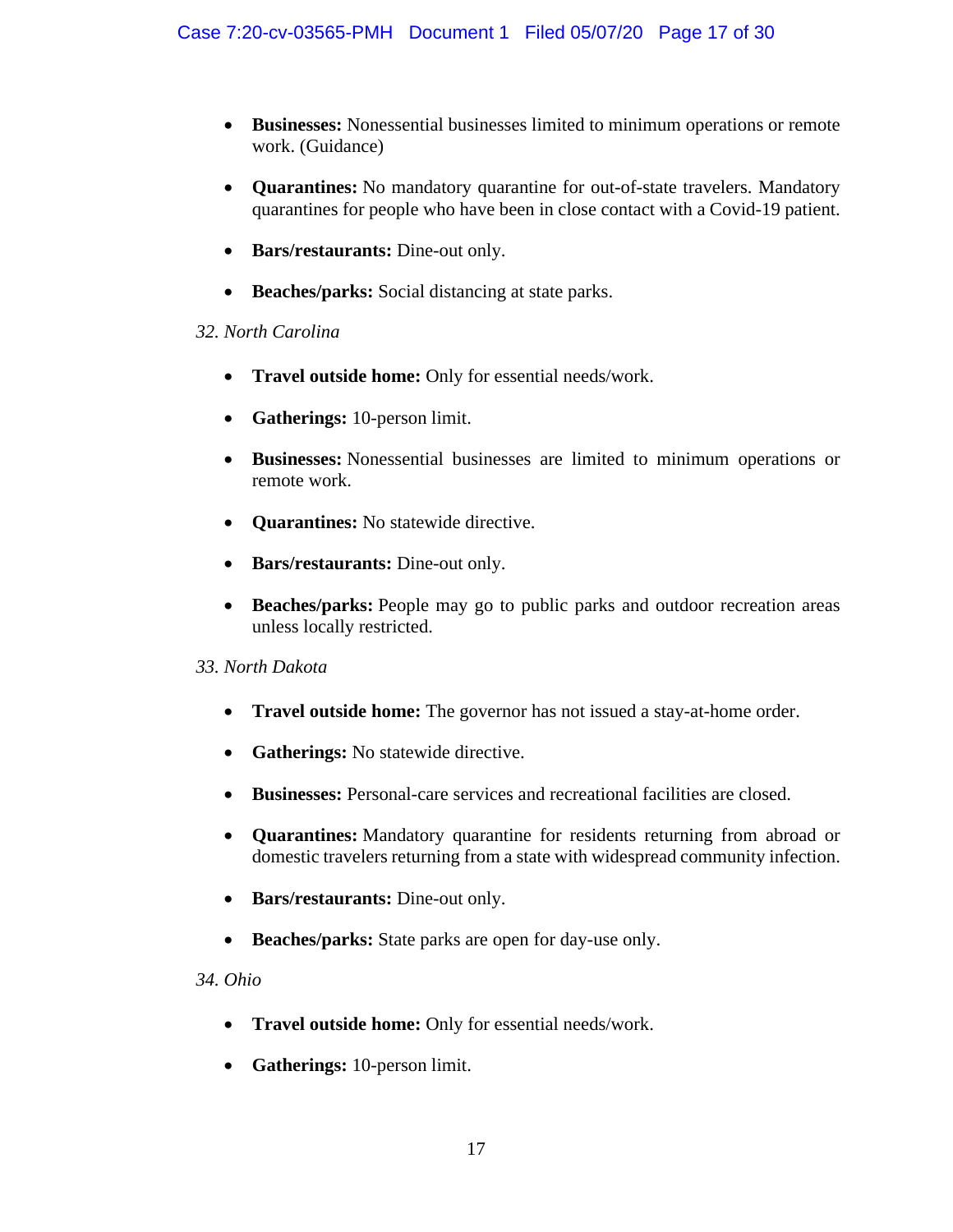- **Businesses:** Nonessential businesses limited to minimum operations or remote work. (Guidance)

- **Quarantines:** No mandatory quarantine for out-of-state travelers. Mandatory quarantines for people who have been in close contact with a Covid-19 patient.

- **Bars/restaurants:** Dine-out only.

- **Beaches/parks:** Social distancing at state parks.

*32. North Carolina*

- **Travel outside home:** Only for essential needs/work.

- **Gatherings:** 10-person limit.

- **Businesses:** Nonessential businesses are limited to minimum operations or remote work.

- **Quarantines:** No statewide directive.

- **Bars/restaurants:** Dine-out only.

- **Beaches/parks:** People may go to public parks and outdoor recreation areas unless locally restricted.

*33. North Dakota*

- **Travel outside home:** The governor has not issued a stay-at-home order.

- **Gatherings:** No statewide directive.

- **Businesses:** Personal-care services and recreational facilities are closed.

- **Quarantines:** Mandatory quarantine for residents returning from abroad or domestic travelers returning from a state with widespread community infection.

- **Bars/restaurants:** Dine-out only.

- **Beaches/parks:** State parks are open for day-use only.

*34. Ohio*

- **Travel outside home:** Only for essential needs/work.

- **Gatherings:** 10-person limit.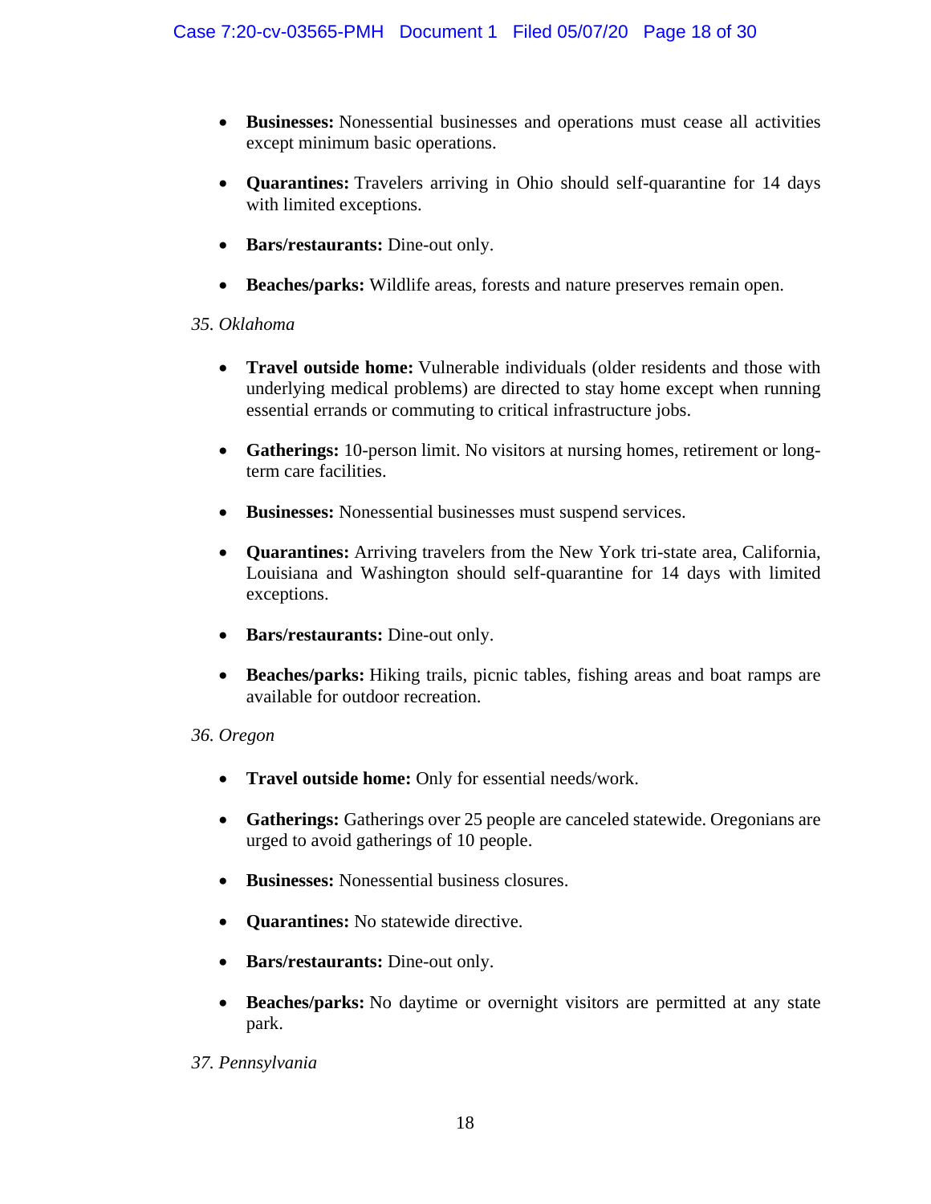- **Businesses:** Nonessential businesses and operations must cease all activities except minimum basic operations.

- **Quarantines:** Travelers arriving in Ohio should self-quarantine for 14 days with limited exceptions.

- **Bars/restaurants:** Dine-out only.

- **Beaches/parks:** Wildlife areas, forests and nature preserves remain open.

*35. Oklahoma*

- **Travel outside home:** Vulnerable individuals (older residents and those with underlying medical problems) are directed to stay home except when running essential errands or commuting to critical infrastructure jobs.

- **Gatherings:** 10-person limit. No visitors at nursing homes, retirement or long-term care facilities.

- **Businesses:** Nonessential businesses must suspend services.

- **Quarantines:** Arriving travelers from the New York tri-state area, California, Louisiana and Washington should self-quarantine for 14 days with limited exceptions.

- **Bars/restaurants:** Dine-out only.

- **Beaches/parks:** Hiking trails, picnic tables, fishing areas and boat ramps are available for outdoor recreation.

*36. Oregon*

- **Travel outside home:** Only for essential needs/work.

- **Gatherings:** Gatherings over 25 people are canceled statewide. Oregonians are urged to avoid gatherings of 10 people.

- **Businesses:** Nonessential business closures.

- **Quarantines:** No statewide directive.

- **Bars/restaurants:** Dine-out only.

- **Beaches/parks:** No daytime or overnight visitors are permitted at any state park.

*37. Pennsylvania*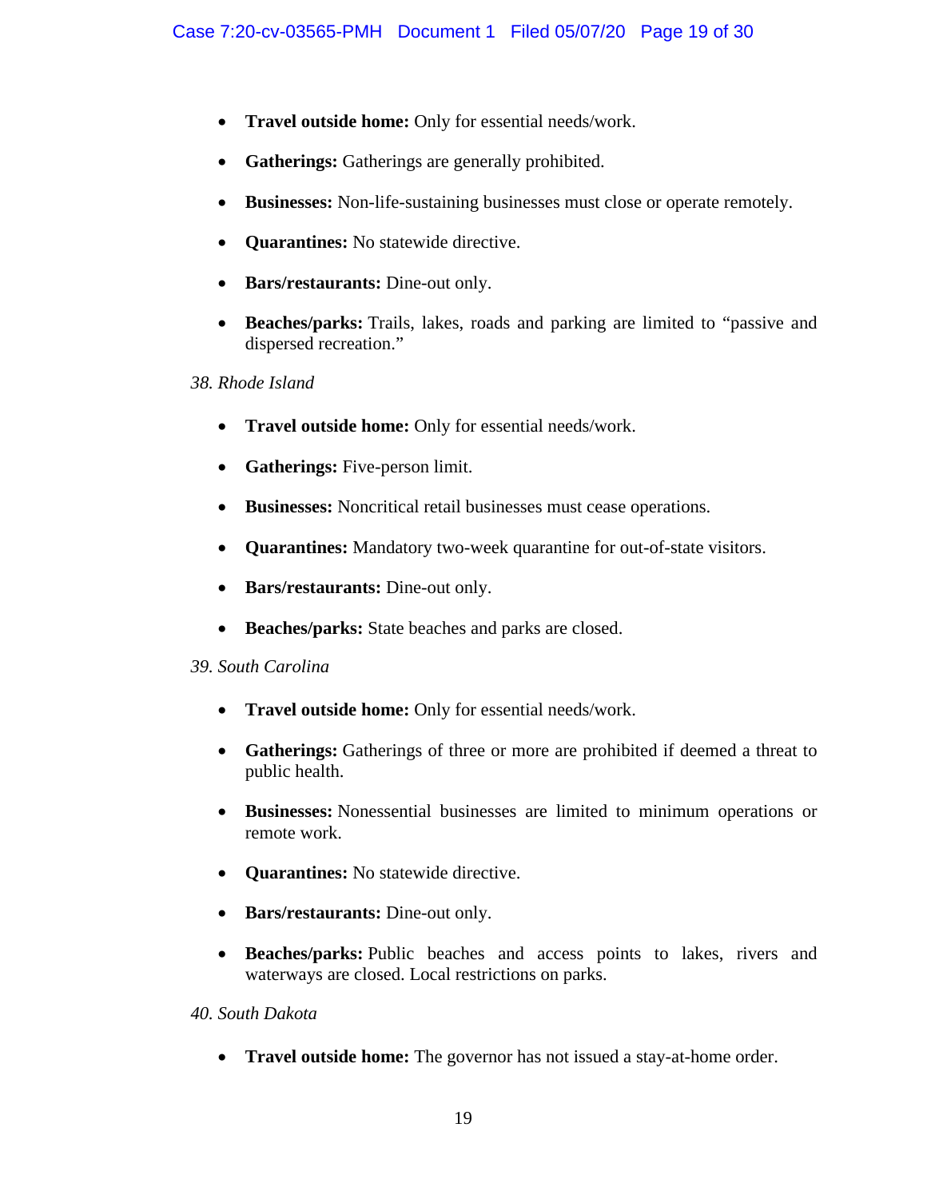- **Travel outside home:** Only for essential needs/work.
- **Gatherings:** Gatherings are generally prohibited.
- **Businesses:** Non-life-sustaining businesses must close or operate remotely.
- **Quarantines:** No statewide directive.
- **Bars/restaurants:** Dine-out only.
- **Beaches/parks:** Trails, lakes, roads and parking are limited to "passive and dispersed recreation."

*38. Rhode Island*

- **Travel outside home:** Only for essential needs/work.
- **Gatherings:** Five-person limit.
- **Businesses:** Noncritical retail businesses must cease operations.
- **Quarantines:** Mandatory two-week quarantine for out-of-state visitors.
- **Bars/restaurants:** Dine-out only.
- **Beaches/parks:** State beaches and parks are closed.

*39. South Carolina*

- **Travel outside home:** Only for essential needs/work.
- **Gatherings:** Gatherings of three or more are prohibited if deemed a threat to public health.
- **Businesses:** Nonessential businesses are limited to minimum operations or remote work.
- **Quarantines:** No statewide directive.
- **Bars/restaurants:** Dine-out only.
- **Beaches/parks:** Public beaches and access points to lakes, rivers and waterways are closed. Local restrictions on parks.

*40. South Dakota*

- **Travel outside home:** The governor has not issued a stay-at-home order.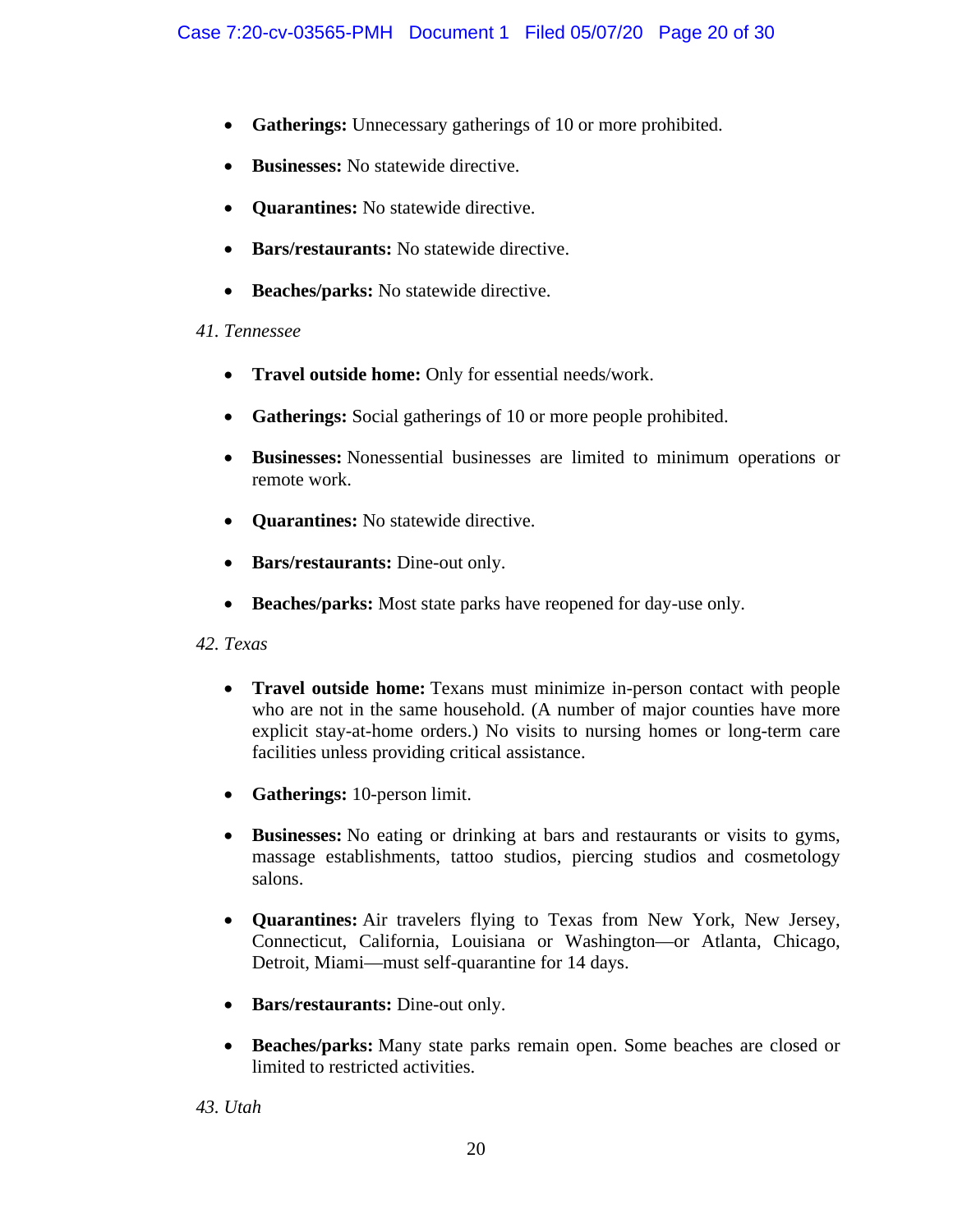- **Gatherings:** Unnecessary gatherings of 10 or more prohibited.
- **Businesses:** No statewide directive.
- **Quarantines:** No statewide directive.
- **Bars/restaurants:** No statewide directive.
- **Beaches/parks:** No statewide directive.

*41. Tennessee*

- **Travel outside home:** Only for essential needs/work.
- **Gatherings:** Social gatherings of 10 or more people prohibited.
- **Businesses:** Nonessential businesses are limited to minimum operations or remote work.
- **Quarantines:** No statewide directive.
- **Bars/restaurants:** Dine-out only.
- **Beaches/parks:** Most state parks have reopened for day-use only.

*42. Texas*

- **Travel outside home:** Texans must minimize in-person contact with people who are not in the same household. (A number of major counties have more explicit stay-at-home orders.) No visits to nursing homes or long-term care facilities unless providing critical assistance.
- **Gatherings:** 10-person limit.
- **Businesses:** No eating or drinking at bars and restaurants or visits to gyms, massage establishments, tattoo studios, piercing studios and cosmetology salons.
- **Quarantines:** Air travelers flying to Texas from New York, New Jersey, Connecticut, California, Louisiana or Washington—or Atlanta, Chicago, Detroit, Miami—must self-quarantine for 14 days.
- **Bars/restaurants:** Dine-out only.
- **Beaches/parks:** Many state parks remain open. Some beaches are closed or limited to restricted activities.

*43. Utah*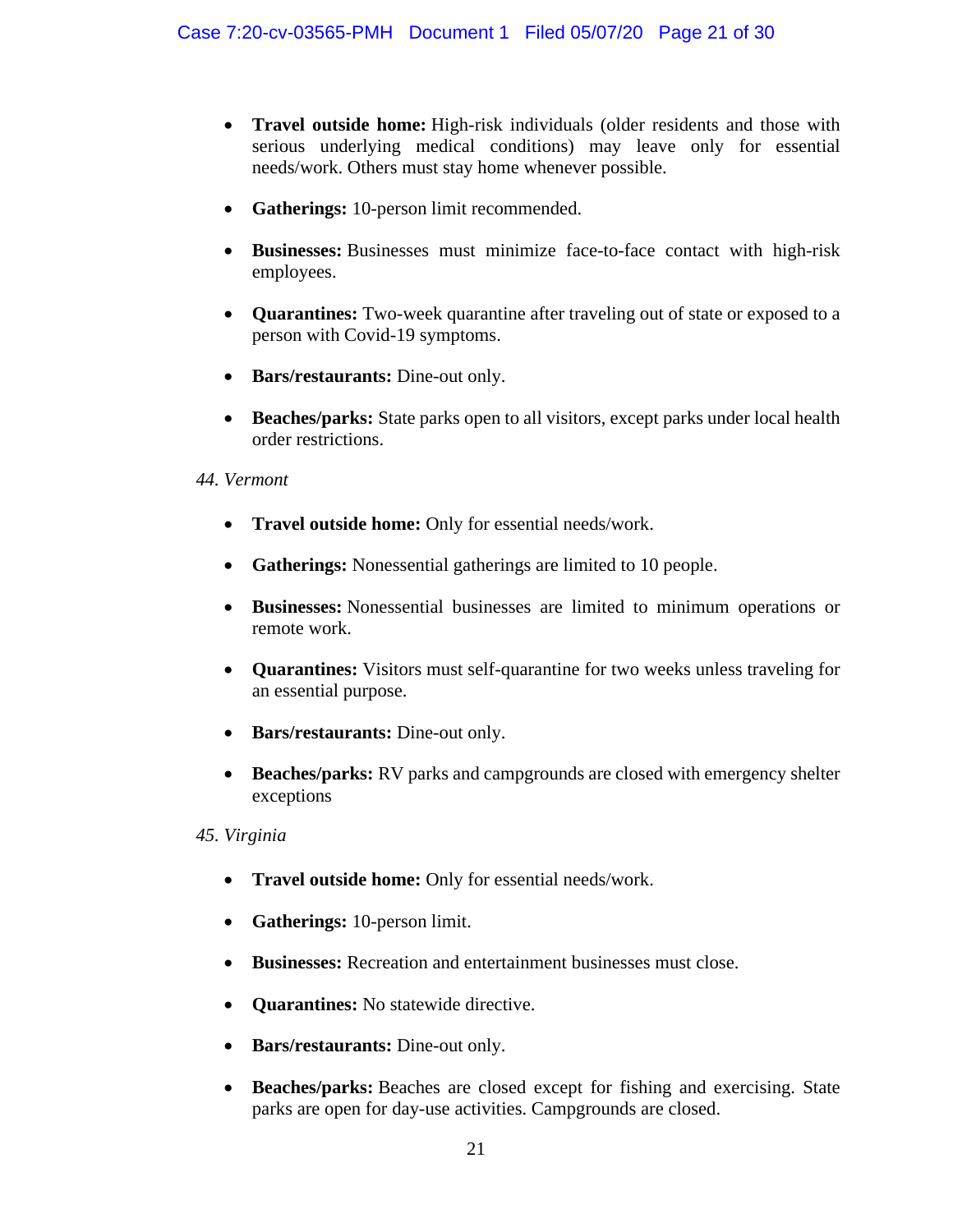- **Travel outside home:** High-risk individuals (older residents and those with serious underlying medical conditions) may leave only for essential needs/work. Others must stay home whenever possible.
- **Gatherings:** 10-person limit recommended.
- **Businesses:** Businesses must minimize face-to-face contact with high-risk employees.
- **Quarantines:** Two-week quarantine after traveling out of state or exposed to a person with Covid-19 symptoms.
- **Bars/restaurants:** Dine-out only.
- **Beaches/parks:** State parks open to all visitors, except parks under local health order restrictions.

*44. Vermont*

- **Travel outside home:** Only for essential needs/work.
- **Gatherings:** Nonessential gatherings are limited to 10 people.
- **Businesses:** Nonessential businesses are limited to minimum operations or remote work.
- **Quarantines:** Visitors must self-quarantine for two weeks unless traveling for an essential purpose.
- **Bars/restaurants:** Dine-out only.
- **Beaches/parks:** RV parks and campgrounds are closed with emergency shelter exceptions

*45. Virginia*

- **Travel outside home:** Only for essential needs/work.
- **Gatherings:** 10-person limit.
- **Businesses:** Recreation and entertainment businesses must close.
- **Quarantines:** No statewide directive.
- **Bars/restaurants:** Dine-out only.
- **Beaches/parks:** Beaches are closed except for fishing and exercising. State parks are open for day-use activities. Campgrounds are closed.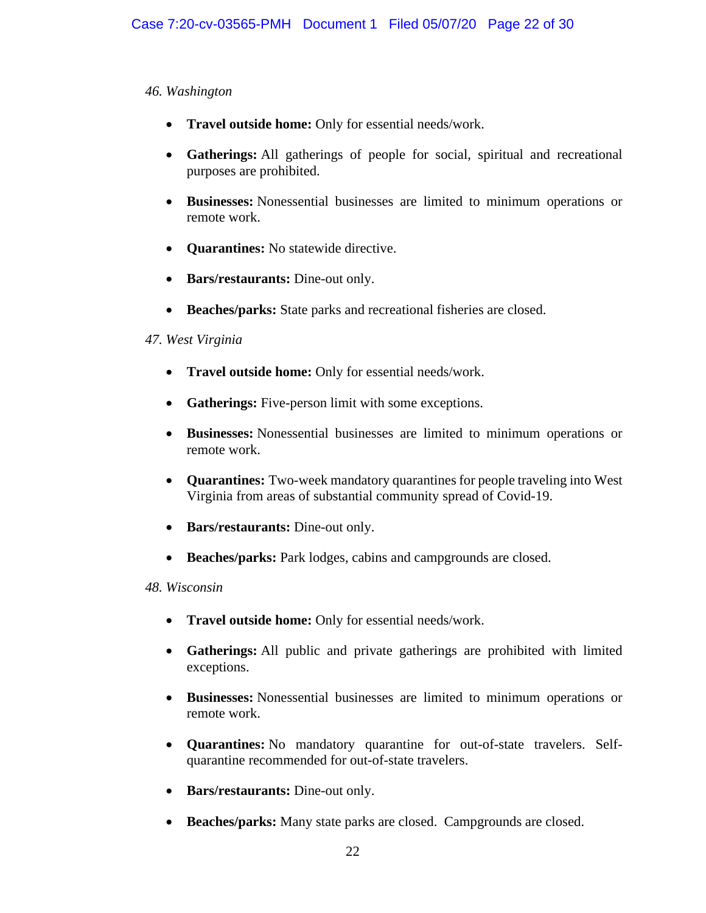*46. Washington*

- **Travel outside home:** Only for essential needs/work.
- **Gatherings:** All gatherings of people for social, spiritual and recreational purposes are prohibited.
- **Businesses:** Nonessential businesses are limited to minimum operations or remote work.
- **Quarantines:** No statewide directive.
- **Bars/restaurants:** Dine-out only.
- **Beaches/parks:** State parks and recreational fisheries are closed.

*47. West Virginia*

- **Travel outside home:** Only for essential needs/work.
- **Gatherings:** Five-person limit with some exceptions.
- **Businesses:** Nonessential businesses are limited to minimum operations or remote work.
- **Quarantines:** Two-week mandatory quarantines for people traveling into West Virginia from areas of substantial community spread of Covid-19.
- **Bars/restaurants:** Dine-out only.
- **Beaches/parks:** Park lodges, cabins and campgrounds are closed.

*48. Wisconsin*

- **Travel outside home:** Only for essential needs/work.
- **Gatherings:** All public and private gatherings are prohibited with limited exceptions.
- **Businesses:** Nonessential businesses are limited to minimum operations or remote work.
- **Quarantines:** No mandatory quarantine for out-of-state travelers. Self-quarantine recommended for out-of-state travelers.
- **Bars/restaurants:** Dine-out only.
- **Beaches/parks:** Many state parks are closed. Campgrounds are closed.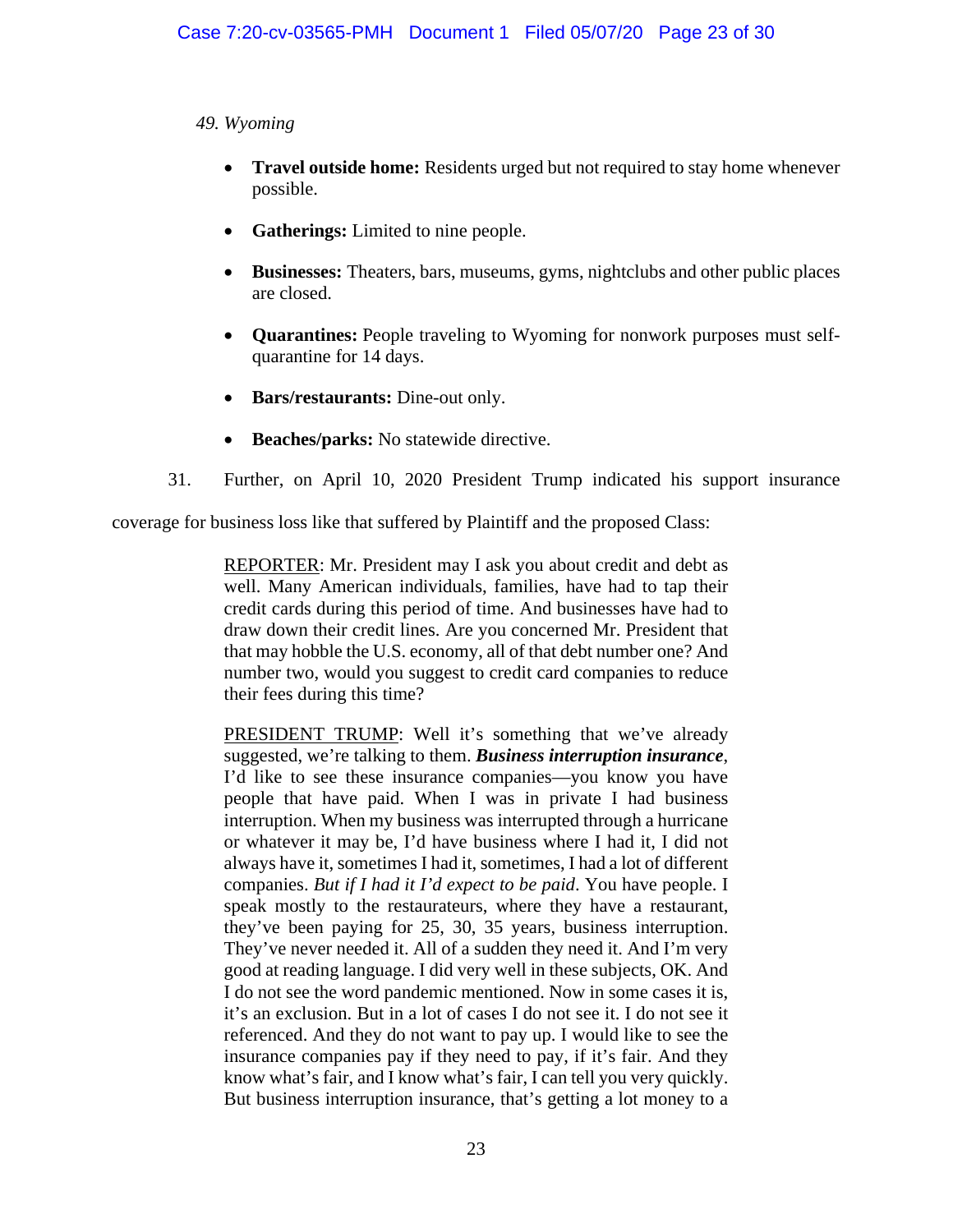*49. Wyoming*

- **Travel outside home:** Residents urged but not required to stay home whenever possible.
- **Gatherings:** Limited to nine people.
- **Businesses:** Theaters, bars, museums, gyms, nightclubs and other public places are closed.
- **Quarantines:** People traveling to Wyoming for nonwork purposes must self-quarantine for 14 days.
- **Bars/restaurants:** Dine-out only.
- **Beaches/parks:** No statewide directive.

31. Further, on April 10, 2020 President Trump indicated his support insurance coverage for business loss like that suffered by Plaintiff and the proposed Class:

> REPORTER: Mr. President may I ask you about credit and debt as well. Many American individuals, families, have had to tap their credit cards during this period of time. And businesses have had to draw down their credit lines. Are you concerned Mr. President that that may hobble the U.S. economy, all of that debt number one? And number two, would you suggest to credit card companies to reduce their fees during this time?
>
> PRESIDENT TRUMP: Well it's something that we've already suggested, we're talking to them. ***Business interruption insurance***, I'd like to see these insurance companies—you know you have people that have paid. When I was in private I had business interruption. When my business was interrupted through a hurricane or whatever it may be, I'd have business where I had it, I did not always have it, sometimes I had it, sometimes, I had a lot of different companies. *But if I had it I'd expect to be paid*. You have people. I speak mostly to the restaurateurs, where they have a restaurant, they've been paying for 25, 30, 35 years, business interruption. They've never needed it. All of a sudden they need it. And I'm very good at reading language. I did very well in these subjects, OK. And I do not see the word pandemic mentioned. Now in some cases it is, it's an exclusion. But in a lot of cases I do not see it. I do not see it referenced. And they do not want to pay up. I would like to see the insurance companies pay if they need to pay, if it's fair. And they know what's fair, and I know what's fair, I can tell you very quickly. But business interruption insurance, that's getting a lot money to a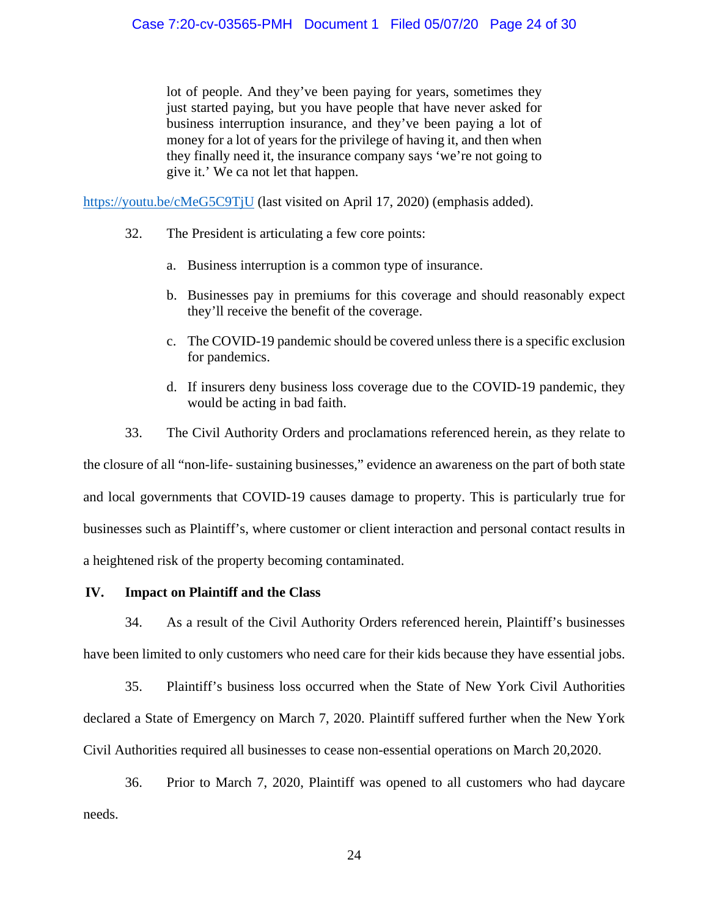> lot of people. And they've been paying for years, sometimes they just started paying, but you have people that have never asked for business interruption insurance, and they've been paying a lot of money for a lot of years for the privilege of having it, and then when they finally need it, the insurance company says 'we're not going to give it.' We ca not let that happen.

https://youtu.be/cMeG5C9TjU (last visited on April 17, 2020) (emphasis added).

32. The President is articulating a few core points:

   a. Business interruption is a common type of insurance.

   b. Businesses pay in premiums for this coverage and should reasonably expect they'll receive the benefit of the coverage.

   c. The COVID-19 pandemic should be covered unless there is a specific exclusion for pandemics.

   d. If insurers deny business loss coverage due to the COVID-19 pandemic, they would be acting in bad faith.

33. The Civil Authority Orders and proclamations referenced herein, as they relate to the closure of all "non-life- sustaining businesses," evidence an awareness on the part of both state and local governments that COVID-19 causes damage to property. This is particularly true for businesses such as Plaintiff's, where customer or client interaction and personal contact results in a heightened risk of the property becoming contaminated.

## IV. Impact on Plaintiff and the Class

34. As a result of the Civil Authority Orders referenced herein, Plaintiff's businesses have been limited to only customers who need care for their kids because they have essential jobs.

35. Plaintiff's business loss occurred when the State of New York Civil Authorities declared a State of Emergency on March 7, 2020. Plaintiff suffered further when the New York Civil Authorities required all businesses to cease non-essential operations on March 20,2020.

36. Prior to March 7, 2020, Plaintiff was opened to all customers who had daycare needs.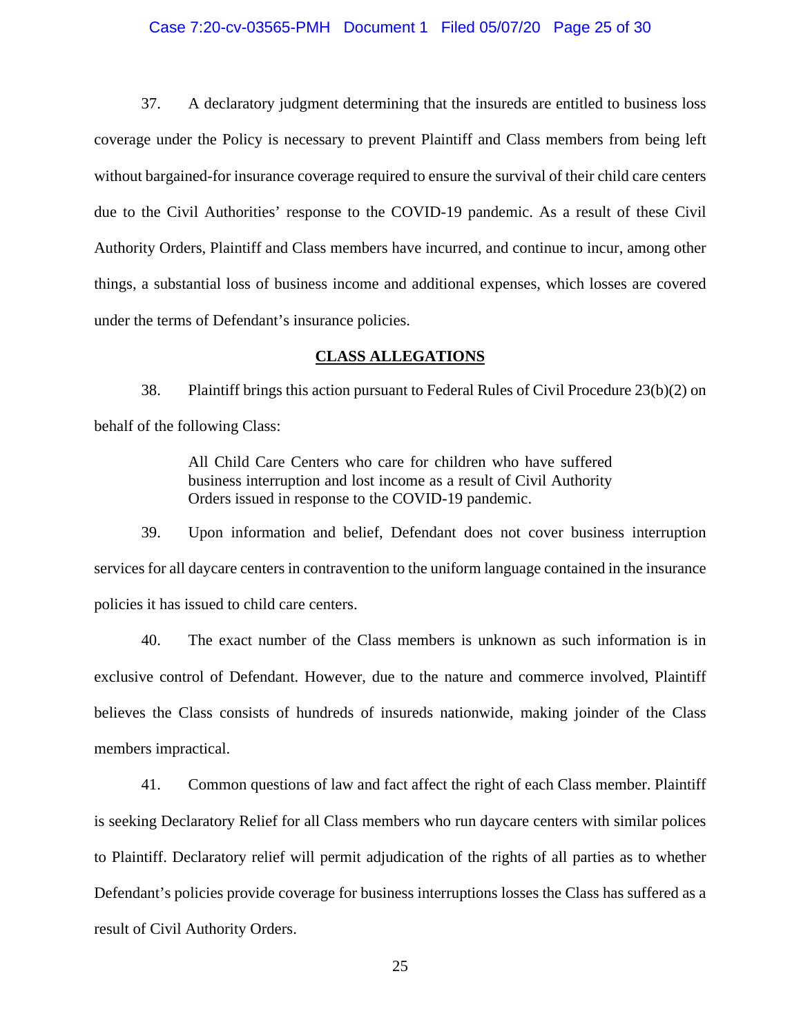37. A declaratory judgment determining that the insureds are entitled to business loss coverage under the Policy is necessary to prevent Plaintiff and Class members from being left without bargained-for insurance coverage required to ensure the survival of their child care centers due to the Civil Authorities' response to the COVID-19 pandemic. As a result of these Civil Authority Orders, Plaintiff and Class members have incurred, and continue to incur, among other things, a substantial loss of business income and additional expenses, which losses are covered under the terms of Defendant's insurance policies.

## CLASS ALLEGATIONS

38. Plaintiff brings this action pursuant to Federal Rules of Civil Procedure 23(b)(2) on behalf of the following Class:

> All Child Care Centers who care for children who have suffered business interruption and lost income as a result of Civil Authority Orders issued in response to the COVID-19 pandemic.

39. Upon information and belief, Defendant does not cover business interruption services for all daycare centers in contravention to the uniform language contained in the insurance policies it has issued to child care centers.

40. The exact number of the Class members is unknown as such information is in exclusive control of Defendant. However, due to the nature and commerce involved, Plaintiff believes the Class consists of hundreds of insureds nationwide, making joinder of the Class members impractical.

41. Common questions of law and fact affect the right of each Class member. Plaintiff is seeking Declaratory Relief for all Class members who run daycare centers with similar polices to Plaintiff. Declaratory relief will permit adjudication of the rights of all parties as to whether Defendant's policies provide coverage for business interruptions losses the Class has suffered as a result of Civil Authority Orders.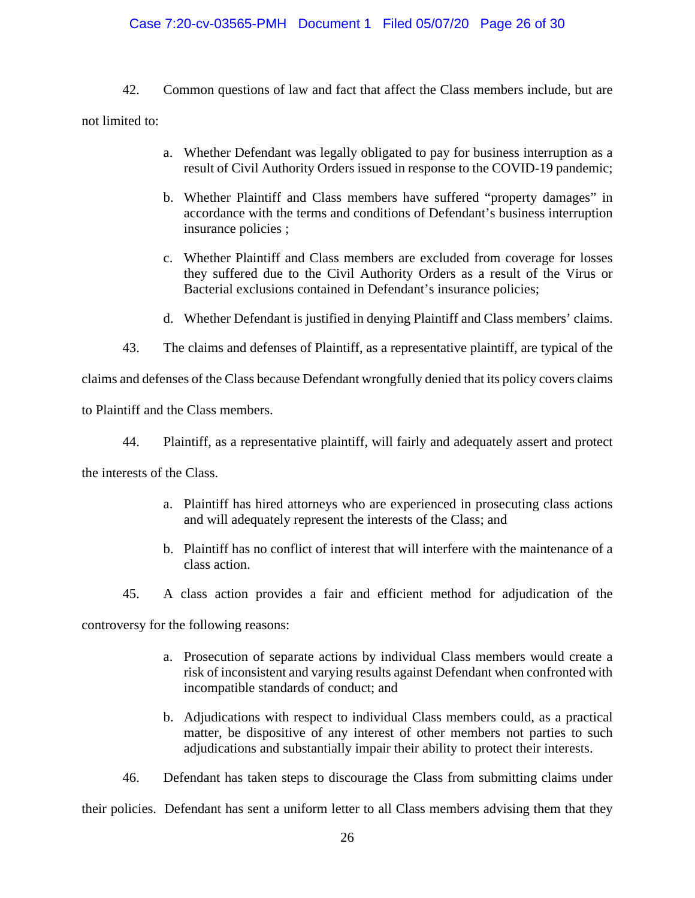42. Common questions of law and fact that affect the Class members include, but are not limited to:

a. Whether Defendant was legally obligated to pay for business interruption as a result of Civil Authority Orders issued in response to the COVID-19 pandemic;

b. Whether Plaintiff and Class members have suffered "property damages" in accordance with the terms and conditions of Defendant's business interruption insurance policies ;

c. Whether Plaintiff and Class members are excluded from coverage for losses they suffered due to the Civil Authority Orders as a result of the Virus or Bacterial exclusions contained in Defendant's insurance policies;

d. Whether Defendant is justified in denying Plaintiff and Class members' claims.

43. The claims and defenses of Plaintiff, as a representative plaintiff, are typical of the claims and defenses of the Class because Defendant wrongfully denied that its policy covers claims to Plaintiff and the Class members.

44. Plaintiff, as a representative plaintiff, will fairly and adequately assert and protect the interests of the Class.

a. Plaintiff has hired attorneys who are experienced in prosecuting class actions and will adequately represent the interests of the Class; and

b. Plaintiff has no conflict of interest that will interfere with the maintenance of a class action.

45. A class action provides a fair and efficient method for adjudication of the controversy for the following reasons:

a. Prosecution of separate actions by individual Class members would create a risk of inconsistent and varying results against Defendant when confronted with incompatible standards of conduct; and

b. Adjudications with respect to individual Class members could, as a practical matter, be dispositive of any interest of other members not parties to such adjudications and substantially impair their ability to protect their interests.

46. Defendant has taken steps to discourage the Class from submitting claims under their policies. Defendant has sent a uniform letter to all Class members advising them that they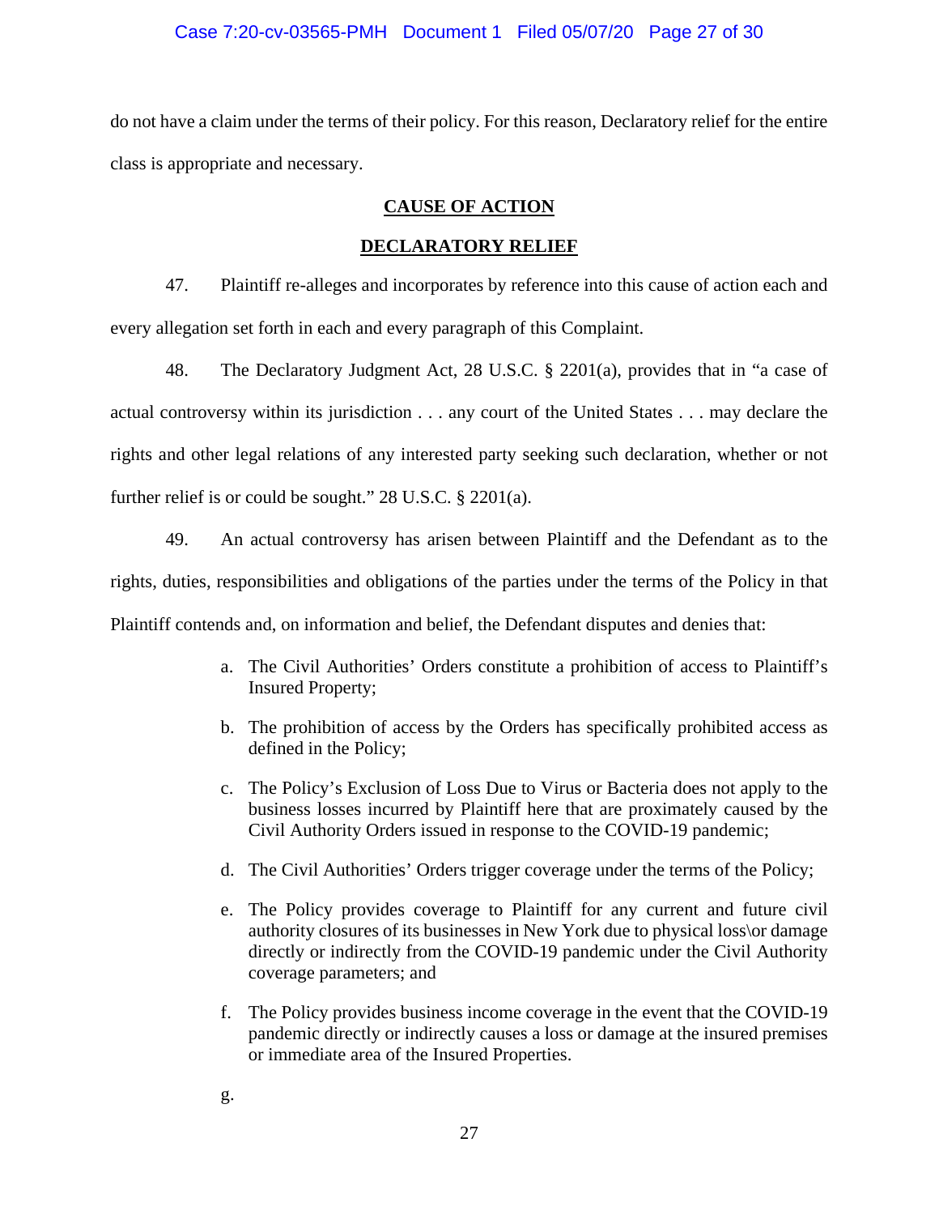do not have a claim under the terms of their policy. For this reason, Declaratory relief for the entire class is appropriate and necessary.

**CAUSE OF ACTION**

**DECLARATORY RELIEF**

47. Plaintiff re-alleges and incorporates by reference into this cause of action each and every allegation set forth in each and every paragraph of this Complaint.

48. The Declaratory Judgment Act, 28 U.S.C. § 2201(a), provides that in "a case of actual controversy within its jurisdiction . . . any court of the United States . . . may declare the rights and other legal relations of any interested party seeking such declaration, whether or not further relief is or could be sought." 28 U.S.C. § 2201(a).

49. An actual controversy has arisen between Plaintiff and the Defendant as to the rights, duties, responsibilities and obligations of the parties under the terms of the Policy in that Plaintiff contends and, on information and belief, the Defendant disputes and denies that:

a. The Civil Authorities' Orders constitute a prohibition of access to Plaintiff's Insured Property;

b. The prohibition of access by the Orders has specifically prohibited access as defined in the Policy;

c. The Policy's Exclusion of Loss Due to Virus or Bacteria does not apply to the business losses incurred by Plaintiff here that are proximately caused by the Civil Authority Orders issued in response to the COVID-19 pandemic;

d. The Civil Authorities' Orders trigger coverage under the terms of the Policy;

e. The Policy provides coverage to Plaintiff for any current and future civil authority closures of its businesses in New York due to physical loss\or damage directly or indirectly from the COVID-19 pandemic under the Civil Authority coverage parameters; and

f. The Policy provides business income coverage in the event that the COVID-19 pandemic directly or indirectly causes a loss or damage at the insured premises or immediate area of the Insured Properties.

g.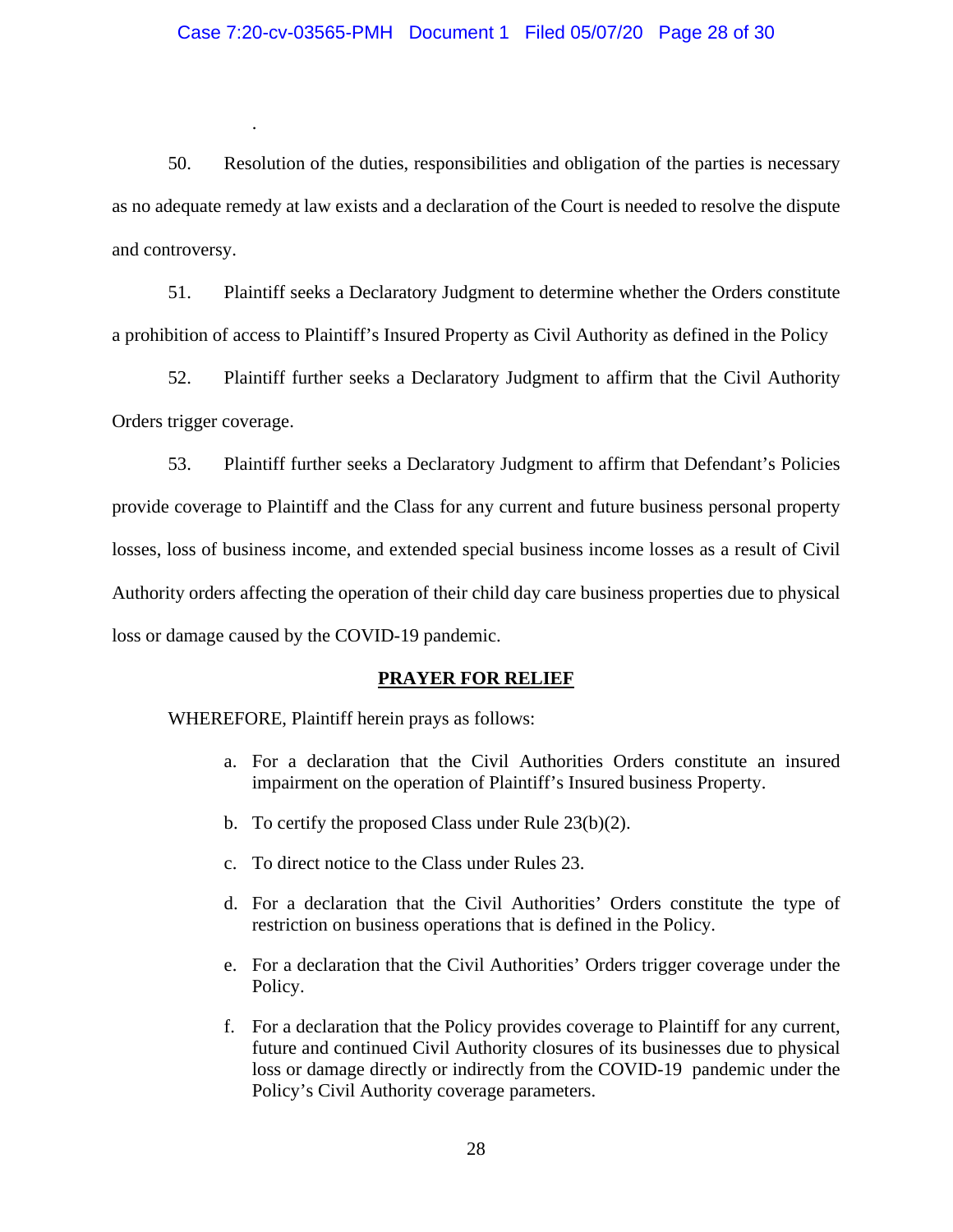.

50. Resolution of the duties, responsibilities and obligation of the parties is necessary as no adequate remedy at law exists and a declaration of the Court is needed to resolve the dispute and controversy.

51. Plaintiff seeks a Declaratory Judgment to determine whether the Orders constitute a prohibition of access to Plaintiff's Insured Property as Civil Authority as defined in the Policy

52. Plaintiff further seeks a Declaratory Judgment to affirm that the Civil Authority Orders trigger coverage.

53. Plaintiff further seeks a Declaratory Judgment to affirm that Defendant's Policies provide coverage to Plaintiff and the Class for any current and future business personal property losses, loss of business income, and extended special business income losses as a result of Civil Authority orders affecting the operation of their child day care business properties due to physical loss or damage caused by the COVID-19 pandemic.

## PRAYER FOR RELIEF

WHEREFORE, Plaintiff herein prays as follows:

a. For a declaration that the Civil Authorities Orders constitute an insured impairment on the operation of Plaintiff's Insured business Property.

b. To certify the proposed Class under Rule 23(b)(2).

c. To direct notice to the Class under Rules 23.

d. For a declaration that the Civil Authorities' Orders constitute the type of restriction on business operations that is defined in the Policy.

e. For a declaration that the Civil Authorities' Orders trigger coverage under the Policy.

f. For a declaration that the Policy provides coverage to Plaintiff for any current, future and continued Civil Authority closures of its businesses due to physical loss or damage directly or indirectly from the COVID-19 pandemic under the Policy's Civil Authority coverage parameters.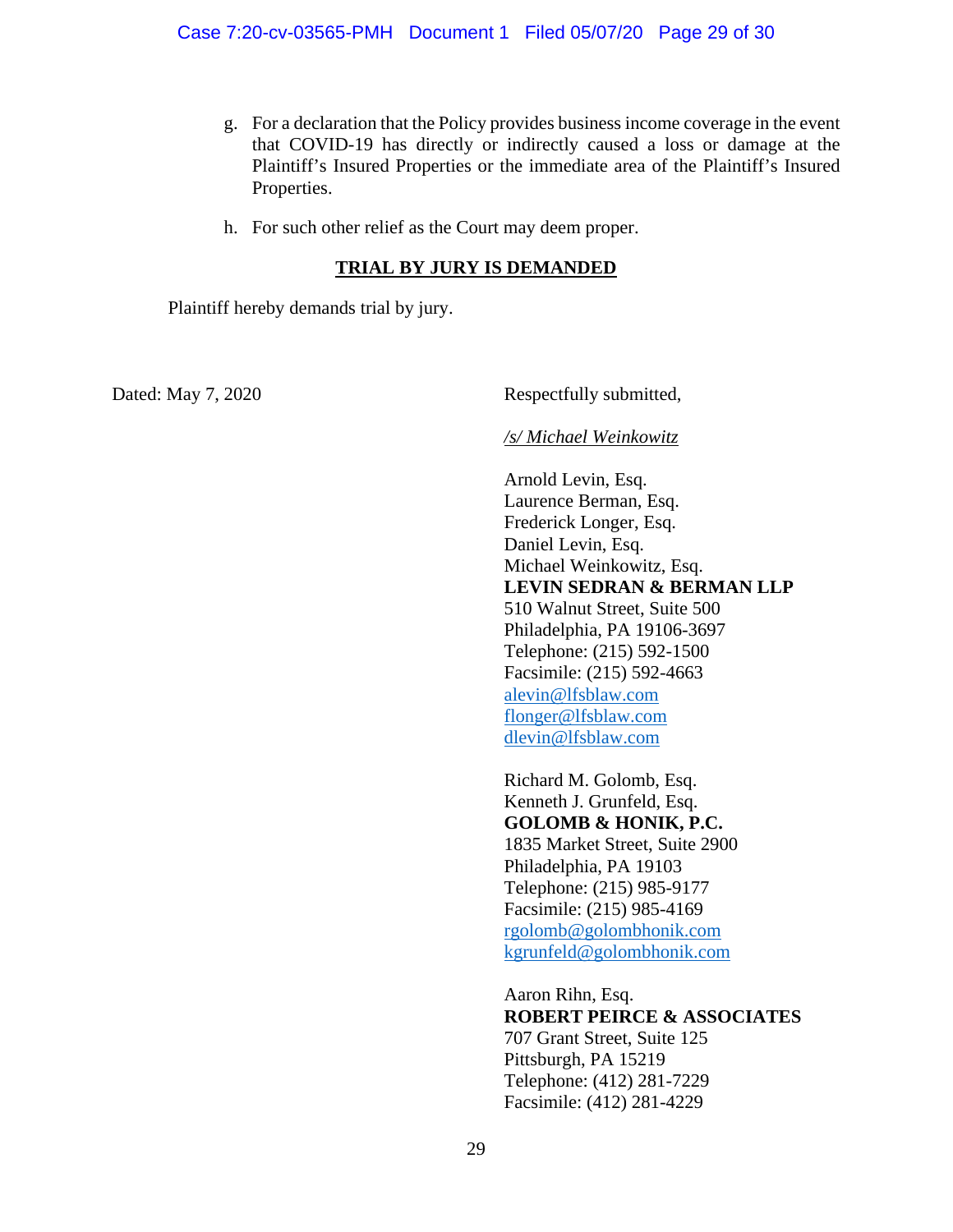g. For a declaration that the Policy provides business income coverage in the event that COVID-19 has directly or indirectly caused a loss or damage at the Plaintiff's Insured Properties or the immediate area of the Plaintiff's Insured Properties.

h. For such other relief as the Court may deem proper.

**TRIAL BY JURY IS DEMANDED**

Plaintiff hereby demands trial by jury.

Dated: May 7, 2020

Respectfully submitted,

*/s/ Michael Weinkowitz*

Arnold Levin, Esq.
Laurence Berman, Esq.
Frederick Longer, Esq.
Daniel Levin, Esq.
Michael Weinkowitz, Esq.
**LEVIN SEDRAN & BERMAN LLP**
510 Walnut Street, Suite 500
Philadelphia, PA 19106-3697
Telephone: (215) 592-1500
Facsimile: (215) 592-4663
alevin@lfsblaw.com
flonger@lfsblaw.com
dlevin@lfsblaw.com

Richard M. Golomb, Esq.
Kenneth J. Grunfeld, Esq.
**GOLOMB & HONIK, P.C.**
1835 Market Street, Suite 2900
Philadelphia, PA 19103
Telephone: (215) 985-9177
Facsimile: (215) 985-4169
rgolomb@golombhonik.com
kgrunfeld@golombhonik.com

Aaron Rihn, Esq.
**ROBERT PEIRCE & ASSOCIATES**
707 Grant Street, Suite 125
Pittsburgh, PA 15219
Telephone: (412) 281-7229
Facsimile: (412) 281-4229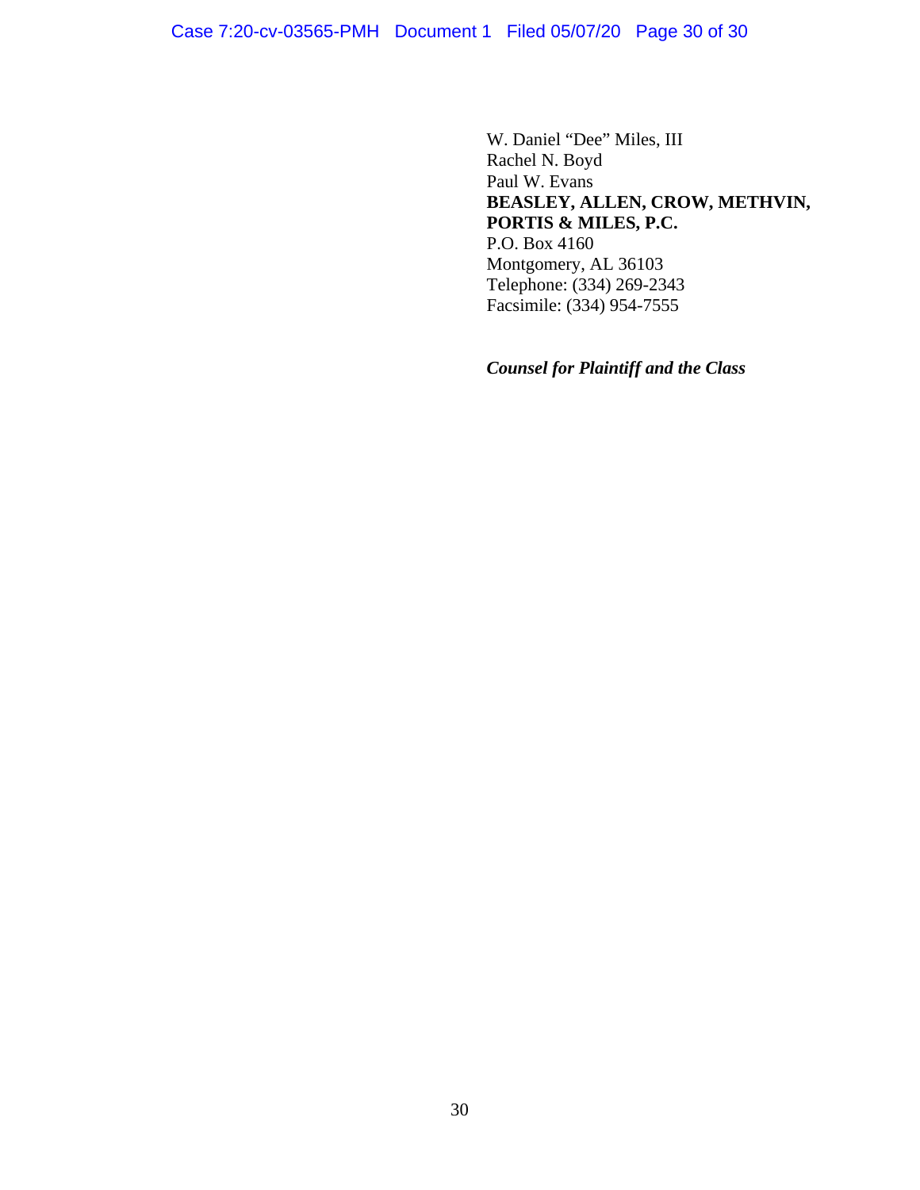W. Daniel "Dee" Miles, III
Rachel N. Boyd
Paul W. Evans
**BEASLEY, ALLEN, CROW, METHVIN, PORTIS & MILES, P.C.**
P.O. Box 4160
Montgomery, AL 36103
Telephone: (334) 269-2343
Facsimile: (334) 954-7555

***Counsel for Plaintiff and the Class***